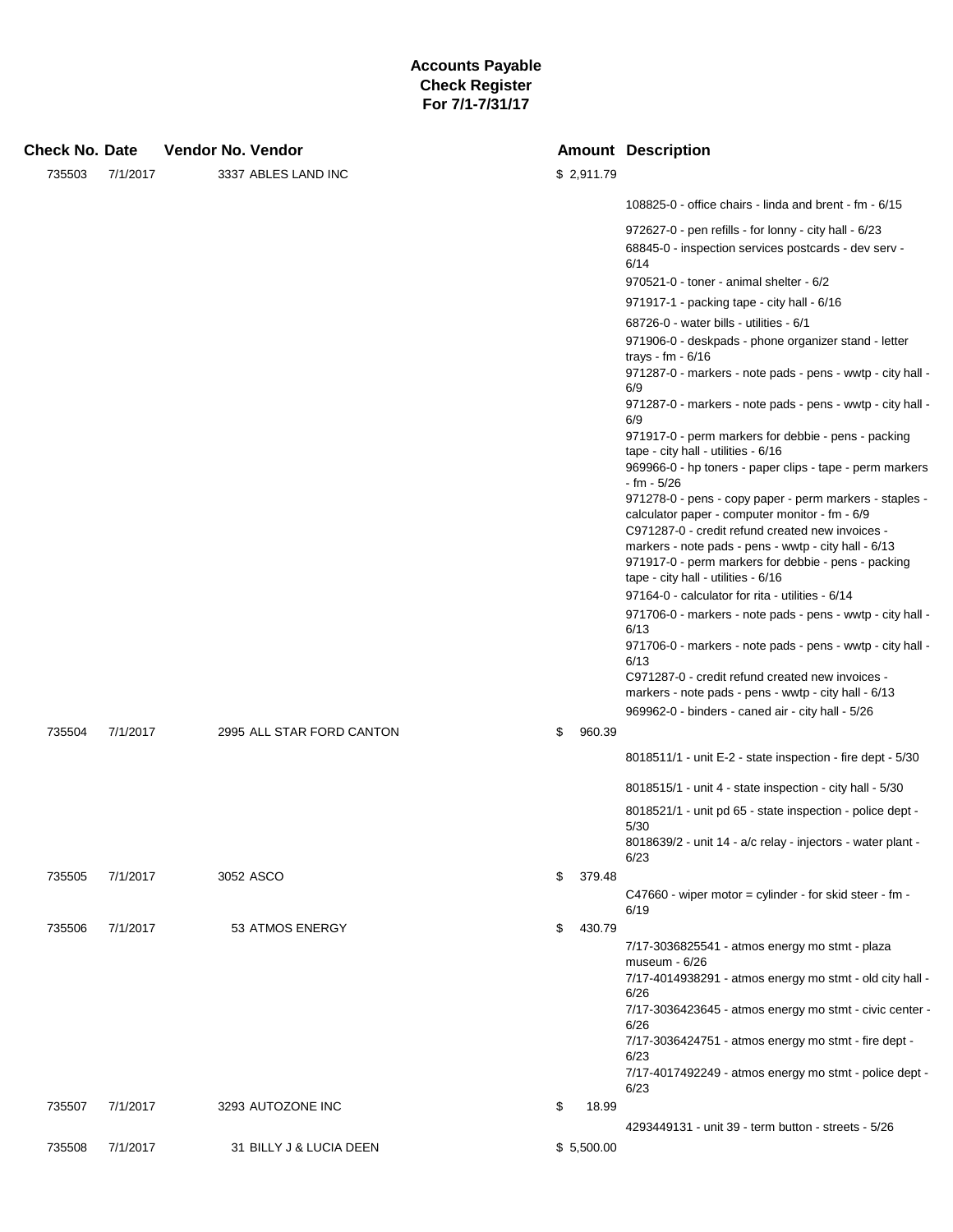# Accounts Payable
## Check Register
### For 7/1-7/31/17

| Check No. | Date | Vendor No. | Vendor | Amount | Description |
|---|---|---|---|---|---|
| 735503 | 7/1/2017 | 3337 | ABLES LAND INC | $ 2,911.79 | |
| | | | | | 108825-0 - office chairs - linda and brent - fm - 6/15 |
| | | | | | 972627-0 - pen refills - for lonny - city hall - 6/23 |
| | | | | | 68845-0 - inspection services postcards - dev serv - 6/14 |
| | | | | | 970521-0 - toner - animal shelter - 6/2 |
| | | | | | 971917-1 - packing tape - city hall - 6/16 |
| | | | | | 68726-0 - water bills - utilities - 6/1 |
| | | | | | 971906-0 - deskpads - phone organizer stand - letter trays - fm - 6/16 |
| | | | | | 971287-0 - markers - note pads - pens - wwtp - city hall - 6/9 |
| | | | | | 971287-0 - markers - note pads - pens - wwtp - city hall - 6/9 |
| | | | | | 971917-0 - perm markers for debbie - pens - packing tape - city hall - utilities - 6/16 |
| | | | | | 969966-0 - hp toners - paper clips - tape - perm markers - fm - 5/26 |
| | | | | | 971278-0 - pens - copy paper - perm markers - staples - calculator paper - computer monitor - fm - 6/9 |
| | | | | | C971287-0 - credit refund created new invoices - markers - note pads - pens - wwtp - city hall - 6/13 |
| | | | | | 971917-0 - perm markers for debbie - pens - packing tape - city hall - utilities - 6/16 |
| | | | | | 97164-0 - calculator for rita - utilities - 6/14 |
| | | | | | 971706-0 - markers - note pads - pens - wwtp - city hall - 6/13 |
| | | | | | 971706-0 - markers - note pads - pens - wwtp - city hall - 6/13 |
| | | | | | C971287-0 - credit refund created new invoices - markers - note pads - pens - wwtp - city hall - 6/13 |
| | | | | | 969962-0 - binders - caned air - city hall - 5/26 |
| 735504 | 7/1/2017 | 2995 | ALL STAR FORD CANTON | $ 960.39 | |
| | | | | | 8018511/1 - unit E-2 - state inspection - fire dept - 5/30 |
| | | | | | 8018515/1 - unit 4 - state inspection - city hall - 5/30 |
| | | | | | 8018521/1 - unit pd 65 - state inspection - police dept - 5/30 |
| | | | | | 8018639/2 - unit 14 - a/c relay - injectors - water plant - 6/23 |
| 735505 | 7/1/2017 | 3052 | ASCO | $ 379.48 | |
| | | | | | C47660 - wiper motor = cylinder - for skid steer - fm - 6/19 |
| 735506 | 7/1/2017 | 53 | ATMOS ENERGY | $ 430.79 | |
| | | | | | 7/17-3036825541 - atmos energy mo stmt - plaza museum - 6/26 |
| | | | | | 7/17-4014938291 - atmos energy mo stmt - old city hall - 6/26 |
| | | | | | 7/17-3036423645 - atmos energy mo stmt - civic center - 6/26 |
| | | | | | 7/17-3036424751 - atmos energy mo stmt - fire dept - 6/23 |
| | | | | | 7/17-4017492249 - atmos energy mo stmt - police dept - 6/23 |
| 735507 | 7/1/2017 | 3293 | AUTOZONE INC | $ 18.99 | |
| | | | | | 4293449131 - unit 39 - term button - streets - 5/26 |
| 735508 | 7/1/2017 | 31 | BILLY J & LUCIA DEEN | $ 5,500.00 | |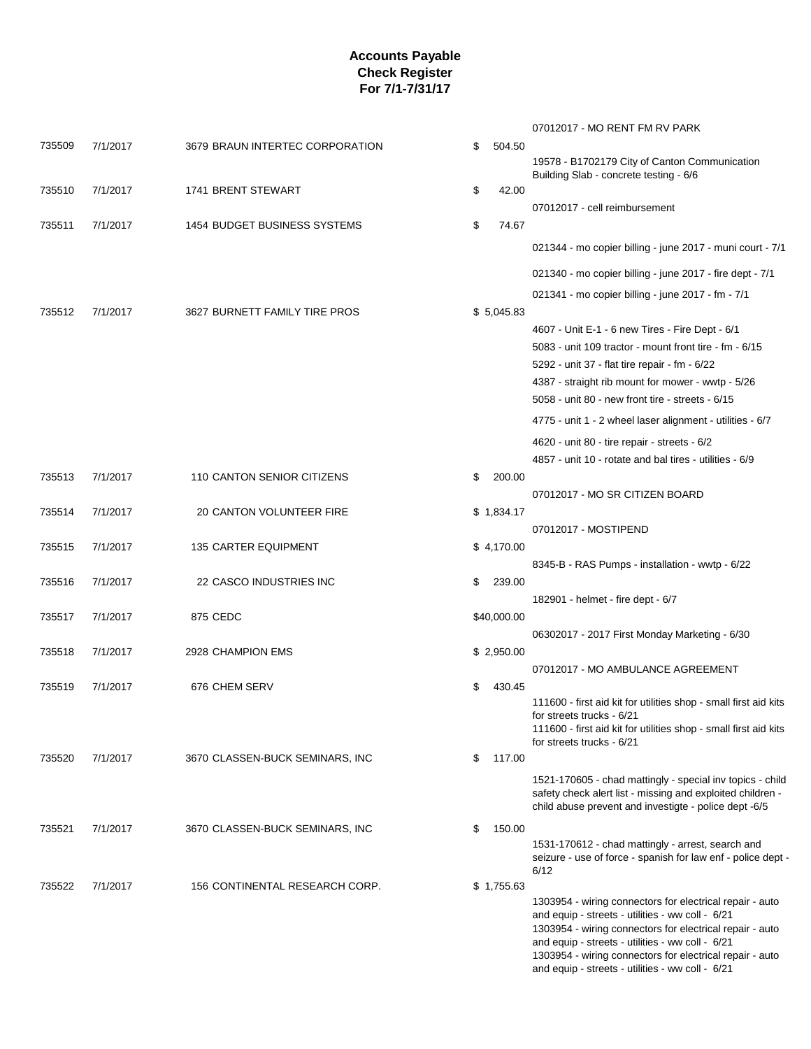# Accounts Payable
## Check Register
### For 7/1-7/31/17

| Check | Date | Vendor | Amount | Description |
|---|---|---|---|---|
| | | | | 07012017 - MO RENT FM RV PARK |
| 735509 | 7/1/2017 | 3679 BRAUN INTERTEC CORPORATION | $ 504.50 | |
| | | | | 19578 - B1702179 City of Canton Communication Building Slab - concrete testing - 6/6 |
| 735510 | 7/1/2017 | 1741 BRENT STEWART | $ 42.00 | |
| | | | | 07012017 - cell reimbursement |
| 735511 | 7/1/2017 | 1454 BUDGET BUSINESS SYSTEMS | $ 74.67 | |
| | | | | 021344 - mo copier billing - june 2017 - muni court - 7/1 |
| | | | | 021340 - mo copier billing - june 2017 - fire dept - 7/1 |
| | | | | 021341 - mo copier billing - june 2017 - fm - 7/1 |
| 735512 | 7/1/2017 | 3627 BURNETT FAMILY TIRE PROS | $ 5,045.83 | |
| | | | | 4607 - Unit E-1 - 6 new Tires - Fire Dept - 6/1 |
| | | | | 5083 - unit 109 tractor - mount front tire - fm - 6/15 |
| | | | | 5292 - unit 37 - flat tire repair - fm - 6/22 |
| | | | | 4387 - straight rib mount for mower - wwtp - 5/26 |
| | | | | 5058 - unit 80 - new front tire - streets - 6/15 |
| | | | | 4775 - unit 1 - 2 wheel laser alignment - utilities - 6/7 |
| | | | | 4620 - unit 80 - tire repair - streets - 6/2 |
| | | | | 4857 - unit 10 - rotate and bal tires - utilities - 6/9 |
| 735513 | 7/1/2017 | 110 CANTON SENIOR CITIZENS | $ 200.00 | |
| | | | | 07012017 - MO SR CITIZEN BOARD |
| 735514 | 7/1/2017 | 20 CANTON VOLUNTEER FIRE | $ 1,834.17 | |
| | | | | 07012017 - MOSTIPEND |
| 735515 | 7/1/2017 | 135 CARTER EQUIPMENT | $ 4,170.00 | |
| | | | | 8345-B - RAS Pumps - installation - wwtp - 6/22 |
| 735516 | 7/1/2017 | 22 CASCO INDUSTRIES INC | $ 239.00 | |
| | | | | 182901 - helmet - fire dept - 6/7 |
| 735517 | 7/1/2017 | 875 CEDC | $40,000.00 | |
| | | | | 06302017 - 2017 First Monday Marketing - 6/30 |
| 735518 | 7/1/2017 | 2928 CHAMPION EMS | $ 2,950.00 | |
| | | | | 07012017 - MO AMBULANCE AGREEMENT |
| 735519 | 7/1/2017 | 676 CHEM SERV | $ 430.45 | |
| | | | | 111600 - first aid kit for utilities shop - small first aid kits for streets trucks - 6/21 |
| | | | | 111600 - first aid kit for utilities shop - small first aid kits for streets trucks - 6/21 |
| 735520 | 7/1/2017 | 3670 CLASSEN-BUCK SEMINARS, INC | $ 117.00 | |
| | | | | 1521-170605 - chad mattingly - special inv topics - child safety check alert list - missing and exploited children - child abuse prevent and investigte - police dept -6/5 |
| 735521 | 7/1/2017 | 3670 CLASSEN-BUCK SEMINARS, INC | $ 150.00 | |
| | | | | 1531-170612 - chad mattingly - arrest, search and seizure - use of force - spanish for law enf - police dept - 6/12 |
| 735522 | 7/1/2017 | 156 CONTINENTAL RESEARCH CORP. | $ 1,755.63 | |
| | | | | 1303954 - wiring connectors for electrical repair - auto and equip - streets - utilities - ww coll - 6/21 |
| | | | | 1303954 - wiring connectors for electrical repair - auto and equip - streets - utilities - ww coll - 6/21 |
| | | | | 1303954 - wiring connectors for electrical repair - auto and equip - streets - utilities - ww coll - 6/21 |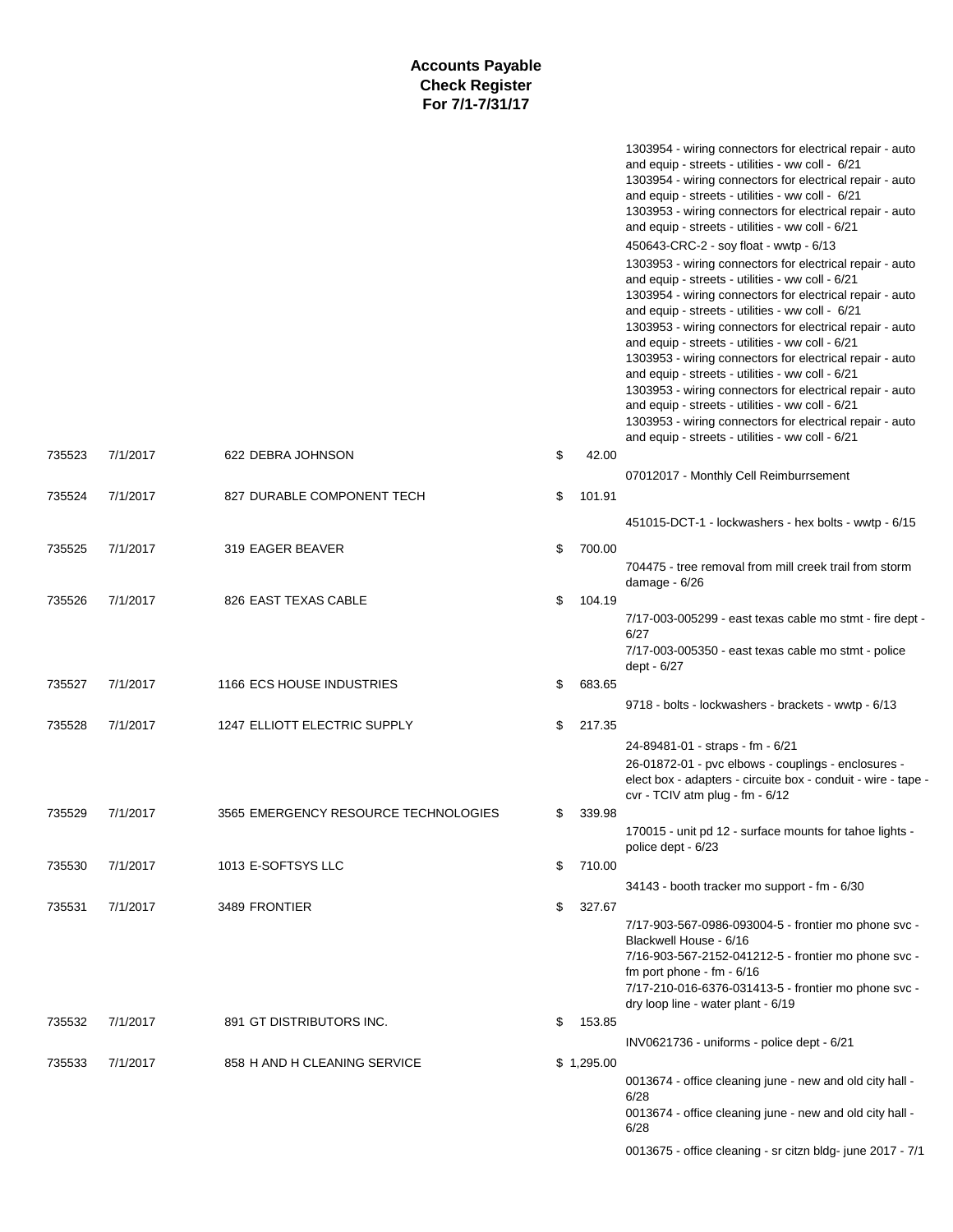# Accounts Payable
## Check Register
## For 7/1-7/31/17

| Check | Date | Vendor | Amount | Description |
|---|---|---|---|---|
| | | | | 1303954 - wiring connectors for electrical repair - auto and equip - streets - utilities - ww coll - 6/21 |
| | | | | 1303954 - wiring connectors for electrical repair - auto and equip - streets - utilities - ww coll - 6/21 |
| | | | | 1303953 - wiring connectors for electrical repair - auto and equip - streets - utilities - ww coll - 6/21 |
| | | | | 450643-CRC-2 - soy float - wwtp - 6/13 |
| | | | | 1303953 - wiring connectors for electrical repair - auto and equip - streets - utilities - ww coll - 6/21 |
| | | | | 1303954 - wiring connectors for electrical repair - auto and equip - streets - utilities - ww coll - 6/21 |
| | | | | 1303953 - wiring connectors for electrical repair - auto and equip - streets - utilities - ww coll - 6/21 |
| | | | | 1303953 - wiring connectors for electrical repair - auto and equip - streets - utilities - ww coll - 6/21 |
| | | | | 1303953 - wiring connectors for electrical repair - auto and equip - streets - utilities - ww coll - 6/21 |
| | | | | 1303953 - wiring connectors for electrical repair - auto and equip - streets - utilities - ww coll - 6/21 |
| 735523 | 7/1/2017 | 622 DEBRA JOHNSON | $ 42.00 | |
| | | | | 07012017 - Monthly Cell Reimburrsement |
| 735524 | 7/1/2017 | 827 DURABLE COMPONENT TECH | $ 101.91 | |
| | | | | 451015-DCT-1 - lockwashers - hex bolts - wwtp - 6/15 |
| 735525 | 7/1/2017 | 319 EAGER BEAVER | $ 700.00 | |
| | | | | 704475 - tree removal from mill creek trail from storm damage - 6/26 |
| 735526 | 7/1/2017 | 826 EAST TEXAS CABLE | $ 104.19 | |
| | | | | 7/17-003-005299 - east texas cable mo stmt - fire dept - 6/27 |
| | | | | 7/17-003-005350 - east texas cable mo stmt - police dept - 6/27 |
| 735527 | 7/1/2017 | 1166 ECS HOUSE INDUSTRIES | $ 683.65 | |
| | | | | 9718 - bolts - lockwashers - brackets - wwtp - 6/13 |
| 735528 | 7/1/2017 | 1247 ELLIOTT ELECTRIC SUPPLY | $ 217.35 | |
| | | | | 24-89481-01 - straps - fm - 6/21 |
| | | | | 26-01872-01 - pvc elbows - couplings - enclosures - elect box - adapters - circuite box - conduit - wire - tape - cvr - TCIV atm plug - fm - 6/12 |
| 735529 | 7/1/2017 | 3565 EMERGENCY RESOURCE TECHNOLOGIES | $ 339.98 | |
| | | | | 170015 - unit pd 12 - surface mounts for tahoe lights - police dept - 6/23 |
| 735530 | 7/1/2017 | 1013 E-SOFTSYS LLC | $ 710.00 | |
| | | | | 34143 - booth tracker mo support - fm - 6/30 |
| 735531 | 7/1/2017 | 3489 FRONTIER | $ 327.67 | |
| | | | | 7/17-903-567-0986-093004-5 - frontier mo phone svc - Blackwell House - 6/16 |
| | | | | 7/16-903-567-2152-041212-5 - frontier mo phone svc - fm port phone - fm - 6/16 |
| | | | | 7/17-210-016-6376-031413-5 - frontier mo phone svc - dry loop line - water plant - 6/19 |
| 735532 | 7/1/2017 | 891 GT DISTRIBUTORS INC. | $ 153.85 | |
| | | | | INV0621736 - uniforms - police dept - 6/21 |
| 735533 | 7/1/2017 | 858 H AND H CLEANING SERVICE | $ 1,295.00 | |
| | | | | 0013674 - office cleaning june - new and old city hall - 6/28 |
| | | | | 0013674 - office cleaning june - new and old city hall - 6/28 |
| | | | | 0013675 - office cleaning - sr citzn bldg- june 2017 - 7/1 |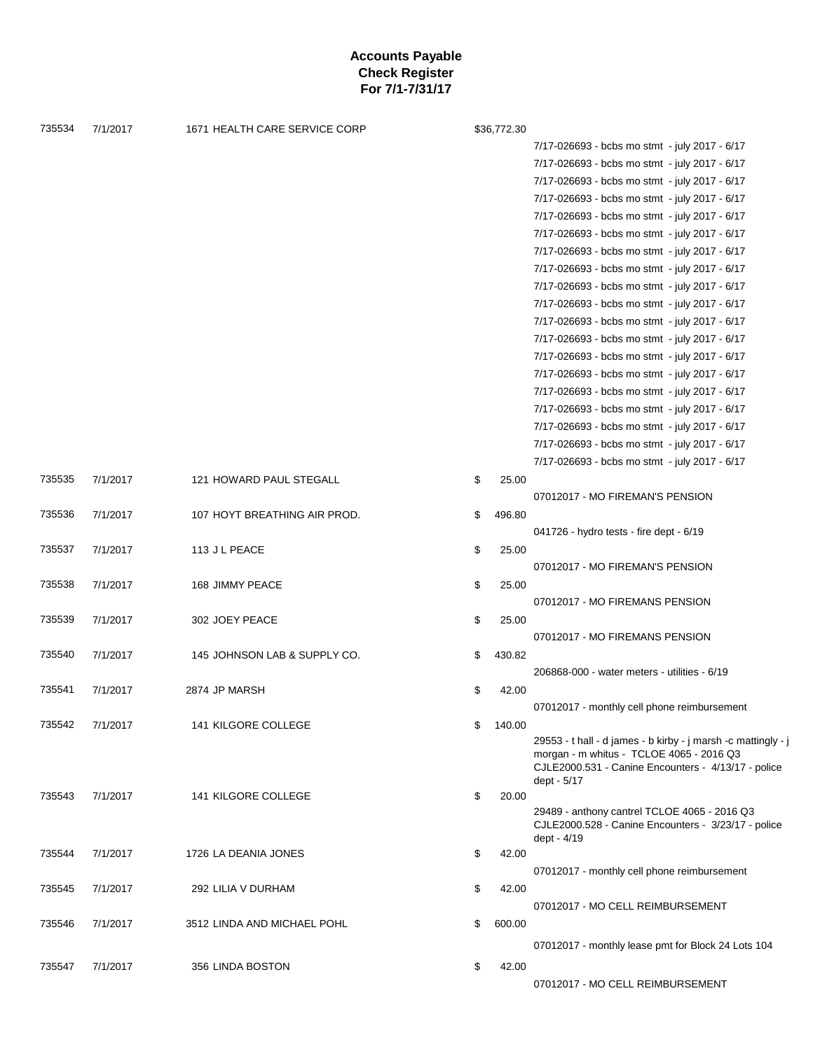**Accounts Payable**
**Check Register**
**For 7/1-7/31/17**

| | | | | |
|---|---|---|---|---|
| 735534 | 7/1/2017 | 1671 HEALTH CARE SERVICE CORP | $36,772.30 | |
| | | | | 7/17-026693 - bcbs mo stmt - july 2017 - 6/17 |
| | | | | 7/17-026693 - bcbs mo stmt - july 2017 - 6/17 |
| | | | | 7/17-026693 - bcbs mo stmt - july 2017 - 6/17 |
| | | | | 7/17-026693 - bcbs mo stmt - july 2017 - 6/17 |
| | | | | 7/17-026693 - bcbs mo stmt - july 2017 - 6/17 |
| | | | | 7/17-026693 - bcbs mo stmt - july 2017 - 6/17 |
| | | | | 7/17-026693 - bcbs mo stmt - july 2017 - 6/17 |
| | | | | 7/17-026693 - bcbs mo stmt - july 2017 - 6/17 |
| | | | | 7/17-026693 - bcbs mo stmt - july 2017 - 6/17 |
| | | | | 7/17-026693 - bcbs mo stmt - july 2017 - 6/17 |
| | | | | 7/17-026693 - bcbs mo stmt - july 2017 - 6/17 |
| | | | | 7/17-026693 - bcbs mo stmt - july 2017 - 6/17 |
| | | | | 7/17-026693 - bcbs mo stmt - july 2017 - 6/17 |
| | | | | 7/17-026693 - bcbs mo stmt - july 2017 - 6/17 |
| | | | | 7/17-026693 - bcbs mo stmt - july 2017 - 6/17 |
| | | | | 7/17-026693 - bcbs mo stmt - july 2017 - 6/17 |
| | | | | 7/17-026693 - bcbs mo stmt - july 2017 - 6/17 |
| | | | | 7/17-026693 - bcbs mo stmt - july 2017 - 6/17 |
| | | | | 7/17-026693 - bcbs mo stmt - july 2017 - 6/17 |
| 735535 | 7/1/2017 | 121 HOWARD PAUL STEGALL | $ 25.00 | |
| | | | | 07012017 - MO FIREMAN'S PENSION |
| 735536 | 7/1/2017 | 107 HOYT BREATHING AIR PROD. | $ 496.80 | |
| | | | | 041726 - hydro tests - fire dept - 6/19 |
| 735537 | 7/1/2017 | 113 J L PEACE | $ 25.00 | |
| | | | | 07012017 - MO FIREMAN'S PENSION |
| 735538 | 7/1/2017 | 168 JIMMY PEACE | $ 25.00 | |
| | | | | 07012017 - MO FIREMANS PENSION |
| 735539 | 7/1/2017 | 302 JOEY PEACE | $ 25.00 | |
| | | | | 07012017 - MO FIREMANS PENSION |
| 735540 | 7/1/2017 | 145 JOHNSON LAB & SUPPLY CO. | $ 430.82 | |
| | | | | 206868-000 - water meters - utilities - 6/19 |
| 735541 | 7/1/2017 | 2874 JP MARSH | $ 42.00 | |
| | | | | 07012017 - monthly cell phone reimbursement |
| 735542 | 7/1/2017 | 141 KILGORE COLLEGE | $ 140.00 | |
| | | | | 29553 - t hall - d james - b kirby - j marsh -c mattingly - j morgan - m whitus - TCLOE 4065 - 2016 Q3 CJLE2000.531 - Canine Encounters - 4/13/17 - police dept - 5/17 |
| 735543 | 7/1/2017 | 141 KILGORE COLLEGE | $ 20.00 | |
| | | | | 29489 - anthony cantrel TCLOE 4065 - 2016 Q3 CJLE2000.528 - Canine Encounters - 3/23/17 - police dept - 4/19 |
| 735544 | 7/1/2017 | 1726 LA DEANIA JONES | $ 42.00 | |
| | | | | 07012017 - monthly cell phone reimbursement |
| 735545 | 7/1/2017 | 292 LILIA V DURHAM | $ 42.00 | |
| | | | | 07012017 - MO CELL REIMBURSEMENT |
| 735546 | 7/1/2017 | 3512 LINDA AND MICHAEL POHL | $ 600.00 | |
| | | | | 07012017 - monthly lease pmt for Block 24 Lots 104 |
| 735547 | 7/1/2017 | 356 LINDA BOSTON | $ 42.00 | |
| | | | | 07012017 - MO CELL REIMBURSEMENT |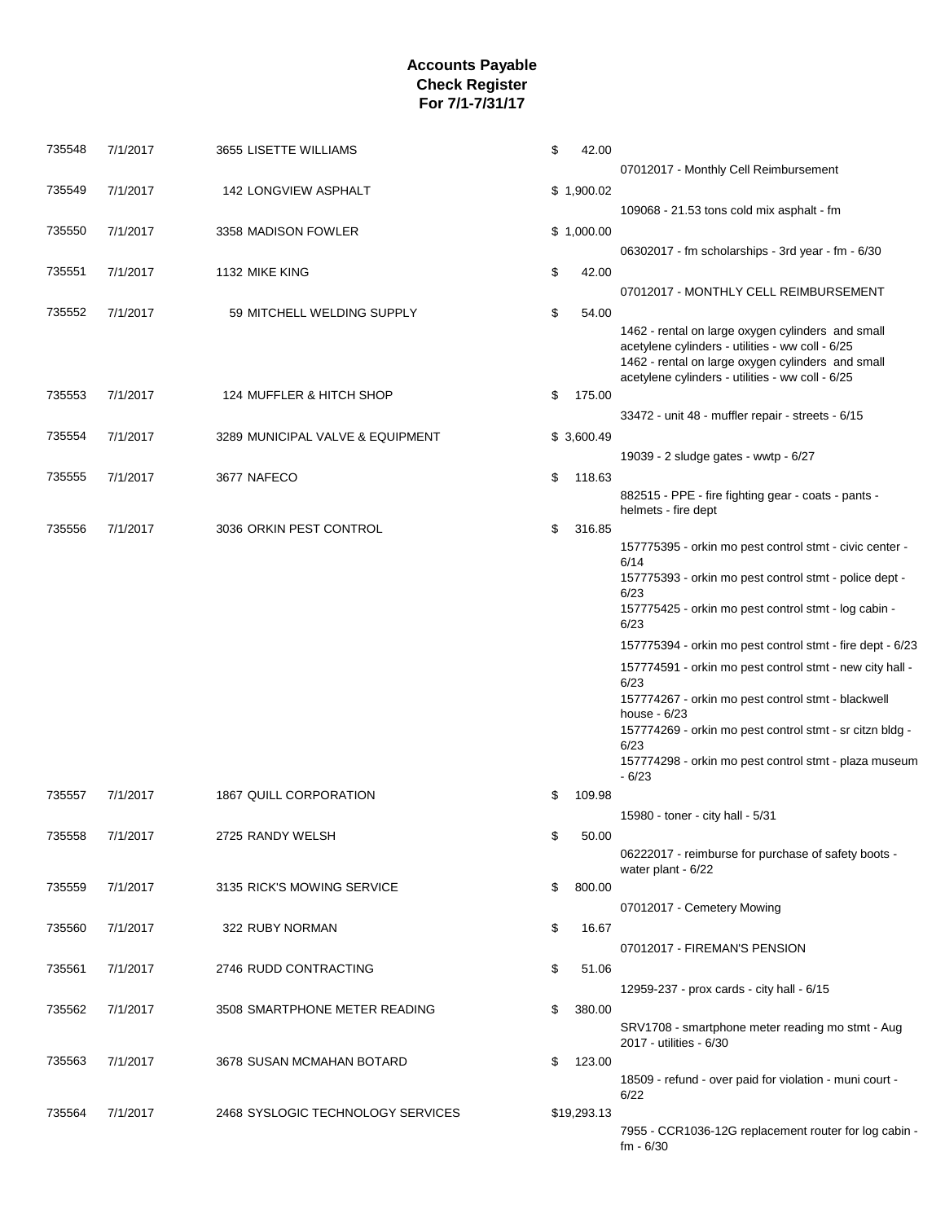# Accounts Payable
## Check Register
## For 7/1-7/31/17

| Check | Date | Vendor | Amount | Description |
|---|---|---|---|---|
| 735548 | 7/1/2017 | 3655 LISETTE WILLIAMS | $ 42.00 | 07012017 - Monthly Cell Reimbursement |
| 735549 | 7/1/2017 | 142 LONGVIEW ASPHALT | $ 1,900.02 | 109068 - 21.53 tons cold mix asphalt - fm |
| 735550 | 7/1/2017 | 3358 MADISON FOWLER | $ 1,000.00 | 06302017 - fm scholarships - 3rd year - fm - 6/30 |
| 735551 | 7/1/2017 | 1132 MIKE KING | $ 42.00 | 07012017 - MONTHLY CELL REIMBURSEMENT |
| 735552 | 7/1/2017 | 59 MITCHELL WELDING SUPPLY | $ 54.00 | 1462 - rental on large oxygen cylinders and small acetylene cylinders - utilities - ww coll - 6/25 |
| | | | | 1462 - rental on large oxygen cylinders and small acetylene cylinders - utilities - ww coll - 6/25 |
| 735553 | 7/1/2017 | 124 MUFFLER & HITCH SHOP | $ 175.00 | 33472 - unit 48 - muffler repair - streets - 6/15 |
| 735554 | 7/1/2017 | 3289 MUNICIPAL VALVE & EQUIPMENT | $ 3,600.49 | 19039 - 2 sludge gates - wwtp - 6/27 |
| 735555 | 7/1/2017 | 3677 NAFECO | $ 118.63 | 882515 - PPE - fire fighting gear - coats - pants - helmets - fire dept |
| 735556 | 7/1/2017 | 3036 ORKIN PEST CONTROL | $ 316.85 | 157775395 - orkin mo pest control stmt - civic center - 6/14 |
| | | | | 157775393 - orkin mo pest control stmt - police dept - 6/23 |
| | | | | 157775425 - orkin mo pest control stmt - log cabin - 6/23 |
| | | | | 157775394 - orkin mo pest control stmt - fire dept - 6/23 |
| | | | | 157774591 - orkin mo pest control stmt - new city hall - 6/23 |
| | | | | 157774267 - orkin mo pest control stmt - blackwell house - 6/23 |
| | | | | 157774269 - orkin mo pest control stmt - sr citzn bldg - 6/23 |
| | | | | 157774298 - orkin mo pest control stmt - plaza museum - 6/23 |
| 735557 | 7/1/2017 | 1867 QUILL CORPORATION | $ 109.98 | 15980 - toner - city hall - 5/31 |
| 735558 | 7/1/2017 | 2725 RANDY WELSH | $ 50.00 | 06222017 - reimburse for purchase of safety boots - water plant - 6/22 |
| 735559 | 7/1/2017 | 3135 RICK'S MOWING SERVICE | $ 800.00 | 07012017 - Cemetery Mowing |
| 735560 | 7/1/2017 | 322 RUBY NORMAN | $ 16.67 | 07012017 - FIREMAN'S PENSION |
| 735561 | 7/1/2017 | 2746 RUDD CONTRACTING | $ 51.06 | 12959-237 - prox cards - city hall - 6/15 |
| 735562 | 7/1/2017 | 3508 SMARTPHONE METER READING | $ 380.00 | SRV1708 - smartphone meter reading mo stmt - Aug 2017 - utilities - 6/30 |
| 735563 | 7/1/2017 | 3678 SUSAN MCMAHAN BOTARD | $ 123.00 | 18509 - refund - over paid for violation - muni court - 6/22 |
| 735564 | 7/1/2017 | 2468 SYSLOGIC TECHNOLOGY SERVICES | $19,293.13 | 7955 - CCR1036-12G replacement router for log cabin - fm - 6/30 |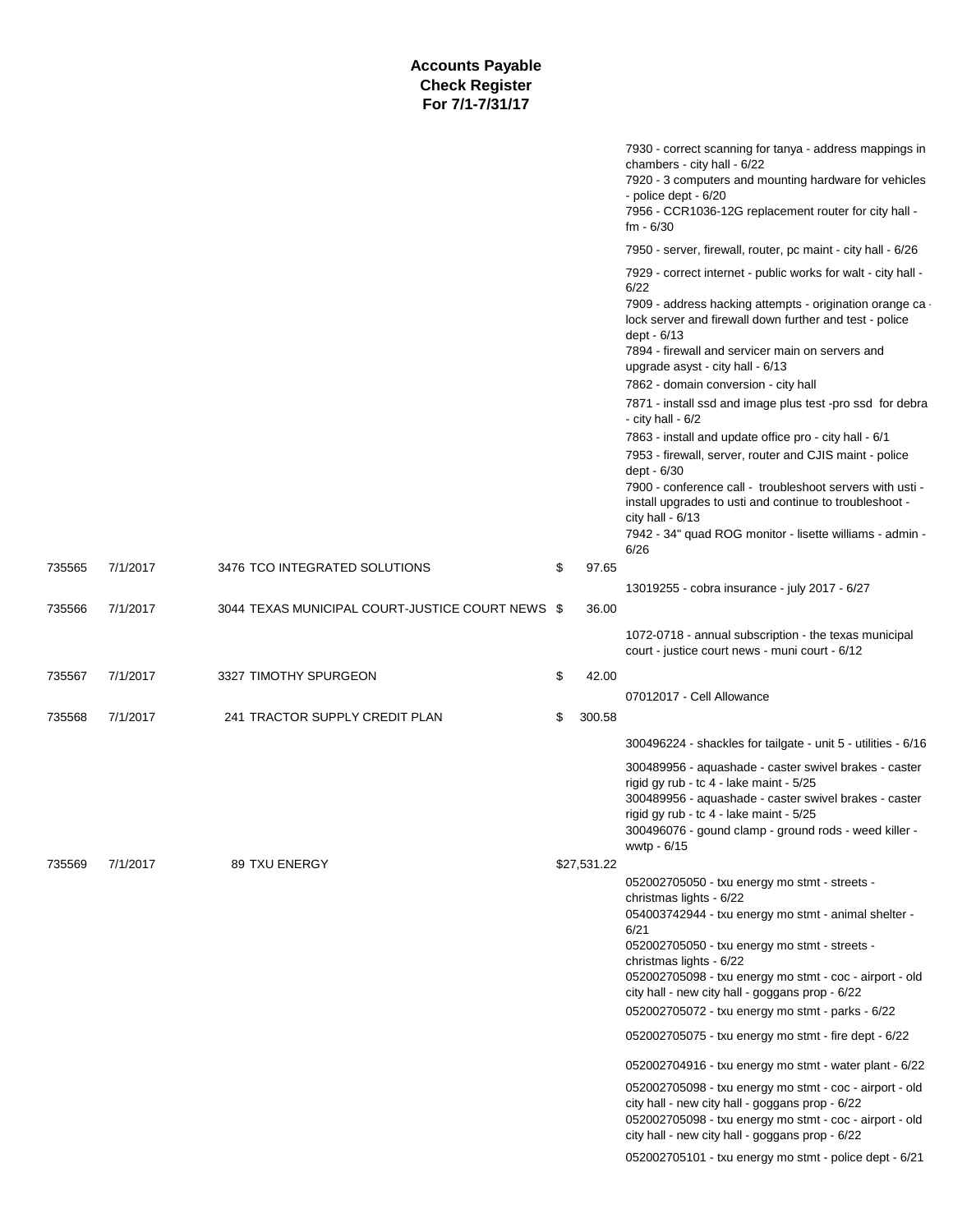# Accounts Payable
## Check Register
## For 7/1-7/31/17

| Check # | Date | Vendor | Amount | Description |
|---|---|---|---|---|
| | | | | 7930 - correct scanning for tanya - address mappings in chambers - city hall - 6/22 |
| | | | | 7920 - 3 computers and mounting hardware for vehicles - police dept - 6/20 |
| | | | | 7956 - CCR1036-12G replacement router for city hall - fm - 6/30 |
| | | | | 7950 - server, firewall, router, pc maint - city hall - 6/26 |
| | | | | 7929 - correct internet - public works for walt - city hall - 6/22 |
| | | | | 7909 - address hacking attempts - origination orange ca - lock server and firewall down further and test - police dept - 6/13 |
| | | | | 7894 - firewall and servicer main on servers and upgrade asyst - city hall - 6/13 |
| | | | | 7862 - domain conversion - city hall |
| | | | | 7871 - install ssd and image plus test -pro ssd for debra - city hall - 6/2 |
| | | | | 7863 - install and update office pro - city hall - 6/1 |
| | | | | 7953 - firewall, server, router and CJIS maint - police dept - 6/30 |
| | | | | 7900 - conference call - troubleshoot servers with usti - install upgrades to usti and continue to troubleshoot - city hall - 6/13 |
| | | | | 7942 - 34" quad ROG monitor - lisette williams - admin - 6/26 |
| 735565 | 7/1/2017 | 3476 TCO INTEGRATED SOLUTIONS | $ 97.65 | |
| | | | | 13019255 - cobra insurance - july 2017 - 6/27 |
| 735566 | 7/1/2017 | 3044 TEXAS MUNICIPAL COURT-JUSTICE COURT NEWS | $ 36.00 | |
| | | | | 1072-0718 - annual subscription - the texas municipal court - justice court news - muni court - 6/12 |
| 735567 | 7/1/2017 | 3327 TIMOTHY SPURGEON | $ 42.00 | |
| | | | | 07012017 - Cell Allowance |
| 735568 | 7/1/2017 | 241 TRACTOR SUPPLY CREDIT PLAN | $ 300.58 | |
| | | | | 300496224 - shackles for tailgate - unit 5 - utilities - 6/16 |
| | | | | 300489956 - aquashade - caster swivel brakes - caster rigid gy rub - tc 4 - lake maint - 5/25 |
| | | | | 300489956 - aquashade - caster swivel brakes - caster rigid gy rub - tc 4 - lake maint - 5/25 |
| | | | | 300496076 - gound clamp - ground rods - weed killer - wwtp - 6/15 |
| 735569 | 7/1/2017 | 89 TXU ENERGY | $27,531.22 | |
| | | | | 052002705050 - txu energy mo stmt - streets - christmas lights - 6/22 |
| | | | | 054003742944 - txu energy mo stmt - animal shelter - 6/21 |
| | | | | 052002705050 - txu energy mo stmt - streets - christmas lights - 6/22 |
| | | | | 052002705098 - txu energy mo stmt - coc - airport - old city hall - new city hall - goggans prop - 6/22 |
| | | | | 052002705072 - txu energy mo stmt - parks - 6/22 |
| | | | | 052002705075 - txu energy mo stmt - fire dept - 6/22 |
| | | | | 052002704916 - txu energy mo stmt - water plant - 6/22 |
| | | | | 052002705098 - txu energy mo stmt - coc - airport - old city hall - new city hall - goggans prop - 6/22 |
| | | | | 052002705098 - txu energy mo stmt - coc - airport - old city hall - new city hall - goggans prop - 6/22 |
| | | | | 052002705101 - txu energy mo stmt - police dept - 6/21 |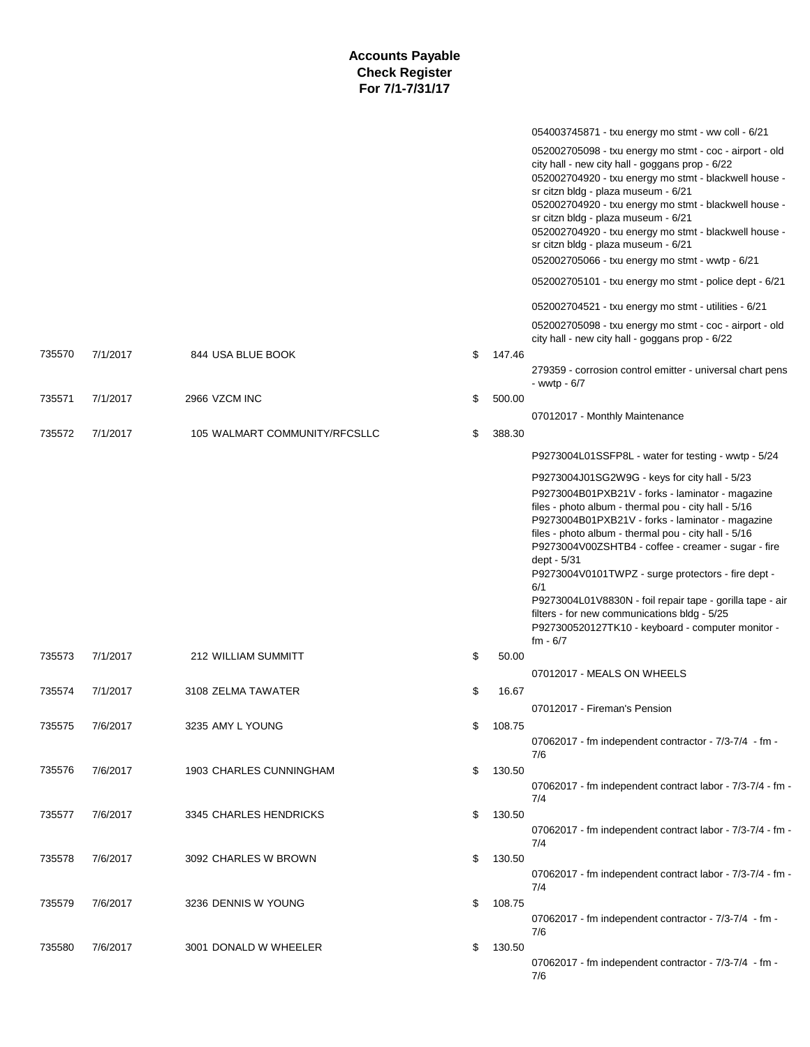# Accounts Payable
## Check Register
### For 7/1-7/31/17

| Check # | Date | Vendor | Amount | Description |
|---|---|---|---|---|
| | | | | 054003745871 - txu energy mo stmt - ww coll - 6/21 |
| | | | | 052002705098 - txu energy mo stmt - coc - airport - old city hall - new city hall - goggans prop - 6/22 |
| | | | | 052002704920 - txu energy mo stmt - blackwell house - sr citzn bldg - plaza museum - 6/21 |
| | | | | 052002704920 - txu energy mo stmt - blackwell house - sr citzn bldg - plaza museum - 6/21 |
| | | | | 052002704920 - txu energy mo stmt - blackwell house - sr citzn bldg - plaza museum - 6/21 |
| | | | | 052002705066 - txu energy mo stmt - wwtp - 6/21 |
| | | | | 052002705101 - txu energy mo stmt - police dept - 6/21 |
| | | | | 052002704521 - txu energy mo stmt - utilities - 6/21 |
| | | | | 052002705098 - txu energy mo stmt - coc - airport - old city hall - new city hall - goggans prop - 6/22 |
| 735570 | 7/1/2017 | 844 USA BLUE BOOK | $ 147.46 | |
| | | | | 279359 - corrosion control emitter - universal chart pens - wwtp - 6/7 |
| 735571 | 7/1/2017 | 2966 VZCM INC | $ 500.00 | |
| | | | | 07012017 - Monthly Maintenance |
| 735572 | 7/1/2017 | 105 WALMART COMMUNITY/RFCSLLC | $ 388.30 | |
| | | | | P9273004L01SSFP8L - water for testing - wwtp - 5/24 |
| | | | | P9273004J01SG2W9G - keys for city hall - 5/23 |
| | | | | P9273004B01PXB21V - forks - laminator - magazine files - photo album - thermal pou - city hall - 5/16 |
| | | | | P9273004B01PXB21V - forks - laminator - magazine files - photo album - thermal pou - city hall - 5/16 |
| | | | | P9273004V00ZSHTB4 - coffee - creamer - sugar - fire dept - 5/31 |
| | | | | P9273004V0101TWPZ - surge protectors - fire dept - 6/1 |
| | | | | P9273004L01V8830N - foil repair tape - gorilla tape - air filters - for new communications bldg - 5/25 |
| | | | | P927300520127TK10 - keyboard - computer monitor - fm - 6/7 |
| 735573 | 7/1/2017 | 212 WILLIAM SUMMITT | $ 50.00 | |
| | | | | 07012017 - MEALS ON WHEELS |
| 735574 | 7/1/2017 | 3108 ZELMA TAWATER | $ 16.67 | |
| | | | | 07012017 - Fireman's Pension |
| 735575 | 7/6/2017 | 3235 AMY L YOUNG | $ 108.75 | |
| | | | | 07062017 - fm independent contractor - 7/3-7/4 - fm - 7/6 |
| 735576 | 7/6/2017 | 1903 CHARLES CUNNINGHAM | $ 130.50 | |
| | | | | 07062017 - fm independent contract labor - 7/3-7/4 - fm - 7/4 |
| 735577 | 7/6/2017 | 3345 CHARLES HENDRICKS | $ 130.50 | |
| | | | | 07062017 - fm independent contract labor - 7/3-7/4 - fm - 7/4 |
| 735578 | 7/6/2017 | 3092 CHARLES W BROWN | $ 130.50 | |
| | | | | 07062017 - fm independent contract labor - 7/3-7/4 - fm - 7/4 |
| 735579 | 7/6/2017 | 3236 DENNIS W YOUNG | $ 108.75 | |
| | | | | 07062017 - fm independent contractor - 7/3-7/4 - fm - 7/6 |
| 735580 | 7/6/2017 | 3001 DONALD W WHEELER | $ 130.50 | |
| | | | | 07062017 - fm independent contractor - 7/3-7/4 - fm - 7/6 |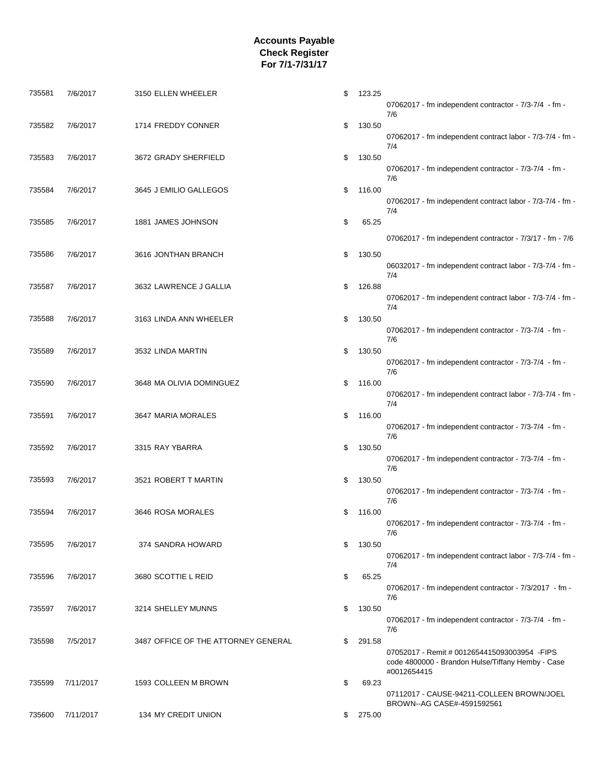# Accounts Payable
## Check Register
## For 7/1-7/31/17

| Check # | Date | Vendor | Amount | Description |
|---|---|---|---|---|
| 735581 | 7/6/2017 | 3150 ELLEN WHEELER | $ 123.25 | 07062017 - fm independent contractor - 7/3-7/4 - fm - 7/6 |
| 735582 | 7/6/2017 | 1714 FREDDY CONNER | $ 130.50 | 07062017 - fm independent contract labor - 7/3-7/4 - fm - 7/4 |
| 735583 | 7/6/2017 | 3672 GRADY SHERFIELD | $ 130.50 | 07062017 - fm independent contractor - 7/3-7/4 - fm - 7/6 |
| 735584 | 7/6/2017 | 3645 J EMILIO GALLEGOS | $ 116.00 | 07062017 - fm independent contract labor - 7/3-7/4 - fm - 7/4 |
| 735585 | 7/6/2017 | 1881 JAMES JOHNSON | $ 65.25 | 07062017 - fm independent contractor - 7/3/17 - fm - 7/6 |
| 735586 | 7/6/2017 | 3616 JONTHAN BRANCH | $ 130.50 | 06032017 - fm independent contract labor - 7/3-7/4 - fm - 7/4 |
| 735587 | 7/6/2017 | 3632 LAWRENCE J GALLIA | $ 126.88 | 07062017 - fm independent contract labor - 7/3-7/4 - fm - 7/4 |
| 735588 | 7/6/2017 | 3163 LINDA ANN WHEELER | $ 130.50 | 07062017 - fm independent contractor - 7/3-7/4 - fm - 7/6 |
| 735589 | 7/6/2017 | 3532 LINDA MARTIN | $ 130.50 | 07062017 - fm independent contractor - 7/3-7/4 - fm - 7/6 |
| 735590 | 7/6/2017 | 3648 MA OLIVIA DOMINGUEZ | $ 116.00 | 07062017 - fm independent contract labor - 7/3-7/4 - fm - 7/4 |
| 735591 | 7/6/2017 | 3647 MARIA MORALES | $ 116.00 | 07062017 - fm independent contractor - 7/3-7/4 - fm - 7/6 |
| 735592 | 7/6/2017 | 3315 RAY YBARRA | $ 130.50 | 07062017 - fm independent contractor - 7/3-7/4 - fm - 7/6 |
| 735593 | 7/6/2017 | 3521 ROBERT T MARTIN | $ 130.50 | 07062017 - fm independent contractor - 7/3-7/4 - fm - 7/6 |
| 735594 | 7/6/2017 | 3646 ROSA MORALES | $ 116.00 | 07062017 - fm independent contractor - 7/3-7/4 - fm - 7/6 |
| 735595 | 7/6/2017 | 374 SANDRA HOWARD | $ 130.50 | 07062017 - fm independent contract labor - 7/3-7/4 - fm - 7/4 |
| 735596 | 7/6/2017 | 3680 SCOTTIE L REID | $ 65.25 | 07062017 - fm independent contractor - 7/3/2017 - fm - 7/6 |
| 735597 | 7/6/2017 | 3214 SHELLEY MUNNS | $ 130.50 | 07062017 - fm independent contractor - 7/3-7/4 - fm - 7/6 |
| 735598 | 7/5/2017 | 3487 OFFICE OF THE ATTORNEY GENERAL | $ 291.58 | 07052017 - Remit # 0012654415093003954 -FIPS code 4800000 - Brandon Hulse/Tiffany Hemby - Case #0012654415 |
| 735599 | 7/11/2017 | 1593 COLLEEN M BROWN | $ 69.23 | 07112017 - CAUSE-94211-COLLEEN BROWN/JOEL BROWN--AG CASE#-4591592561 |
| 735600 | 7/11/2017 | 134 MY CREDIT UNION | $ 275.00 | |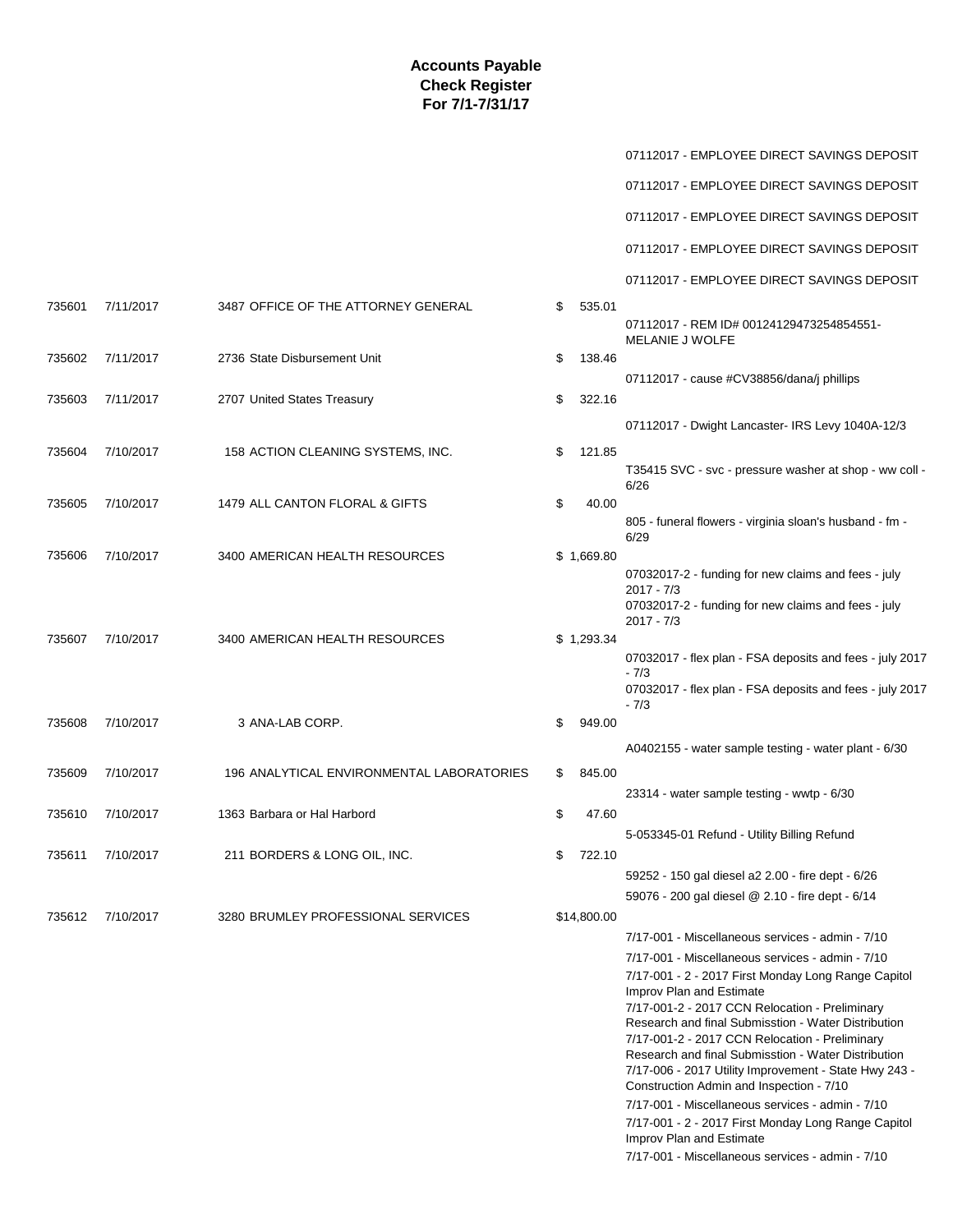**Accounts Payable**
**Check Register**
**For 7/1-7/31/17**

| Check | Date | Vendor | Amount | Description |
|---|---|---|---|---|
| | | | | 07112017 - EMPLOYEE DIRECT SAVINGS DEPOSIT |
| | | | | 07112017 - EMPLOYEE DIRECT SAVINGS DEPOSIT |
| | | | | 07112017 - EMPLOYEE DIRECT SAVINGS DEPOSIT |
| | | | | 07112017 - EMPLOYEE DIRECT SAVINGS DEPOSIT |
| | | | | 07112017 - EMPLOYEE DIRECT SAVINGS DEPOSIT |
| 735601 | 7/11/2017 | 3487 OFFICE OF THE ATTORNEY GENERAL | $ 535.01 | |
| | | | | 07112017 - REM ID# 00124129473254854551- MELANIE J WOLFE |
| 735602 | 7/11/2017 | 2736 State Disbursement Unit | $ 138.46 | |
| | | | | 07112017 - cause #CV38856/dana/j phillips |
| 735603 | 7/11/2017 | 2707 United States Treasury | $ 322.16 | |
| | | | | 07112017 - Dwight Lancaster- IRS Levy 1040A-12/3 |
| 735604 | 7/10/2017 | 158 ACTION CLEANING SYSTEMS, INC. | $ 121.85 | |
| | | | | T35415 SVC - svc - pressure washer at shop - ww coll - 6/26 |
| 735605 | 7/10/2017 | 1479 ALL CANTON FLORAL & GIFTS | $ 40.00 | |
| | | | | 805 - funeral flowers - virginia sloan's husband - fm - 6/29 |
| 735606 | 7/10/2017 | 3400 AMERICAN HEALTH RESOURCES | $ 1,669.80 | |
| | | | | 07032017-2 - funding for new claims and fees - july 2017 - 7/3 |
| | | | | 07032017-2 - funding for new claims and fees - july 2017 - 7/3 |
| 735607 | 7/10/2017 | 3400 AMERICAN HEALTH RESOURCES | $ 1,293.34 | |
| | | | | 07032017 - flex plan - FSA deposits and fees - july 2017 - 7/3 |
| | | | | 07032017 - flex plan - FSA deposits and fees - july 2017 - 7/3 |
| 735608 | 7/10/2017 | 3 ANA-LAB CORP. | $ 949.00 | |
| | | | | A0402155 - water sample testing - water plant - 6/30 |
| 735609 | 7/10/2017 | 196 ANALYTICAL ENVIRONMENTAL LABORATORIES | $ 845.00 | |
| | | | | 23314 - water sample testing - wwtp - 6/30 |
| 735610 | 7/10/2017 | 1363 Barbara or Hal Harbord | $ 47.60 | |
| | | | | 5-053345-01 Refund - Utility Billing Refund |
| 735611 | 7/10/2017 | 211 BORDERS & LONG OIL, INC. | $ 722.10 | |
| | | | | 59252 - 150 gal diesel a2 2.00 - fire dept - 6/26 |
| | | | | 59076 - 200 gal diesel @ 2.10 - fire dept - 6/14 |
| 735612 | 7/10/2017 | 3280 BRUMLEY PROFESSIONAL SERVICES | $14,800.00 | |
| | | | | 7/17-001 - Miscellaneous services - admin - 7/10 |
| | | | | 7/17-001 - Miscellaneous services - admin - 7/10 |
| | | | | 7/17-001 - 2 - 2017 First Monday Long Range Capitol Improv Plan and Estimate |
| | | | | 7/17-001-2 - 2017 CCN Relocation - Preliminary Research and final Submisstion - Water Distribution |
| | | | | 7/17-001-2 - 2017 CCN Relocation - Preliminary Research and final Submisstion - Water Distribution |
| | | | | 7/17-006 - 2017 Utility Improvement - State Hwy 243 - Construction Admin and Inspection - 7/10 |
| | | | | 7/17-001 - Miscellaneous services - admin - 7/10 |
| | | | | 7/17-001 - 2 - 2017 First Monday Long Range Capitol Improv Plan and Estimate |
| | | | | 7/17-001 - Miscellaneous services - admin - 7/10 |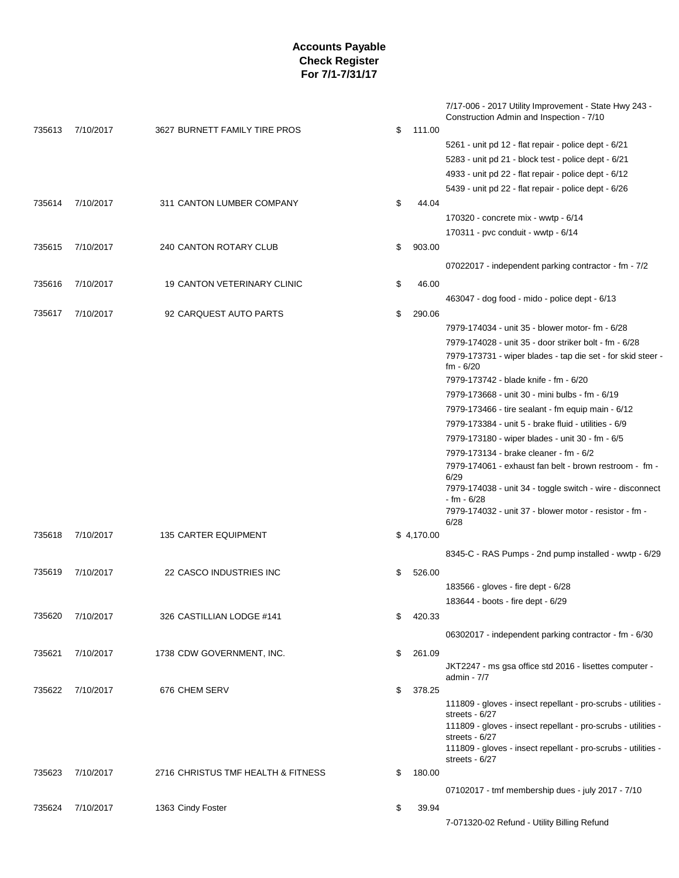# Accounts Payable
## Check Register
### For 7/1-7/31/17

| Check # | Date | Vendor | Amount | Description |
|---|---|---|---|---|
| | | | | 7/17-006 - 2017 Utility Improvement - State Hwy 243 - Construction Admin and Inspection - 7/10 |
| 735613 | 7/10/2017 | 3627 BURNETT FAMILY TIRE PROS | $ 111.00 | |
| | | | | 5261 - unit pd 12 - flat repair - police dept - 6/21 |
| | | | | 5283 - unit pd 21 - block test - police dept - 6/21 |
| | | | | 4933 - unit pd 22 - flat repair - police dept - 6/12 |
| | | | | 5439 - unit pd 22 - flat repair - police dept - 6/26 |
| 735614 | 7/10/2017 | 311 CANTON LUMBER COMPANY | $ 44.04 | |
| | | | | 170320 - concrete mix - wwtp - 6/14 |
| | | | | 170311 - pvc conduit - wwtp - 6/14 |
| 735615 | 7/10/2017 | 240 CANTON ROTARY CLUB | $ 903.00 | |
| | | | | 07022017 - independent parking contractor - fm - 7/2 |
| 735616 | 7/10/2017 | 19 CANTON VETERINARY CLINIC | $ 46.00 | |
| | | | | 463047 - dog food - mido - police dept - 6/13 |
| 735617 | 7/10/2017 | 92 CARQUEST AUTO PARTS | $ 290.06 | |
| | | | | 7979-174034 - unit 35 - blower motor- fm - 6/28 |
| | | | | 7979-174028 - unit 35 - door striker bolt - fm - 6/28 |
| | | | | 7979-173731 - wiper blades - tap die set - for skid steer - fm - 6/20 |
| | | | | 7979-173742 - blade knife - fm - 6/20 |
| | | | | 7979-173668 - unit 30 - mini bulbs - fm - 6/19 |
| | | | | 7979-173466 - tire sealant - fm equip main - 6/12 |
| | | | | 7979-173384 - unit 5 - brake fluid - utilities - 6/9 |
| | | | | 7979-173180 - wiper blades - unit 30 - fm - 6/5 |
| | | | | 7979-173134 - brake cleaner - fm - 6/2 |
| | | | | 7979-174061 - exhaust fan belt - brown restroom - fm - 6/29 |
| | | | | 7979-174038 - unit 34 - toggle switch - wire - disconnect - fm - 6/28 |
| | | | | 7979-174032 - unit 37 - blower motor - resistor - fm - 6/28 |
| 735618 | 7/10/2017 | 135 CARTER EQUIPMENT | $ 4,170.00 | |
| | | | | 8345-C - RAS Pumps - 2nd pump installed - wwtp - 6/29 |
| 735619 | 7/10/2017 | 22 CASCO INDUSTRIES INC | $ 526.00 | |
| | | | | 183566 - gloves - fire dept - 6/28 |
| | | | | 183644 - boots - fire dept - 6/29 |
| 735620 | 7/10/2017 | 326 CASTILLIAN LODGE #141 | $ 420.33 | |
| | | | | 06302017 - independent parking contractor - fm - 6/30 |
| 735621 | 7/10/2017 | 1738 CDW GOVERNMENT, INC. | $ 261.09 | |
| | | | | JKT2247 - ms gsa office std 2016 - lisettes computer - admin - 7/7 |
| 735622 | 7/10/2017 | 676 CHEM SERV | $ 378.25 | |
| | | | | 111809 - gloves - insect repellant - pro-scrubs - utilities - streets - 6/27 |
| | | | | 111809 - gloves - insect repellant - pro-scrubs - utilities - streets - 6/27 |
| | | | | 111809 - gloves - insect repellant - pro-scrubs - utilities - streets - 6/27 |
| 735623 | 7/10/2017 | 2716 CHRISTUS TMF HEALTH & FITNESS | $ 180.00 | |
| | | | | 07102017 - tmf membership dues - july 2017 - 7/10 |
| 735624 | 7/10/2017 | 1363 Cindy Foster | $ 39.94 | |
| | | | | 7-071320-02 Refund - Utility Billing Refund |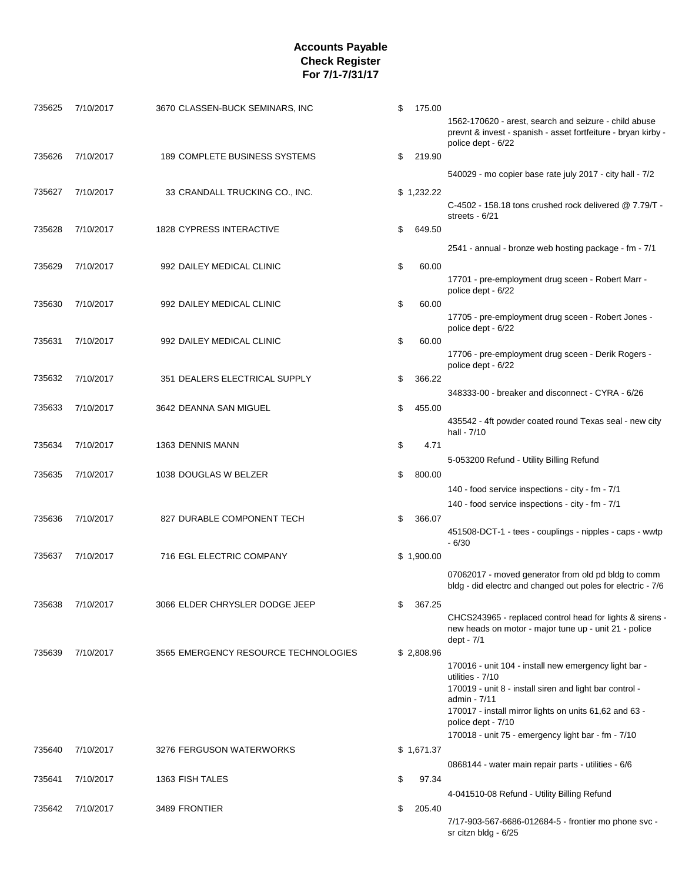# Accounts Payable
# Check Register
# For 7/1-7/31/17

| Check # | Date | Vendor | Amount | Description |
|---|---|---|---|---|
| 735625 | 7/10/2017 | 3670 CLASSEN-BUCK SEMINARS, INC | $ 175.00 | 1562-170620 - arest, search and seizure - child abuse prevnt & invest - spanish - asset fortfeiture - bryan kirby - police dept - 6/22 |
| 735626 | 7/10/2017 | 189 COMPLETE BUSINESS SYSTEMS | $ 219.90 | 540029 - mo copier base rate july 2017 - city hall - 7/2 |
| 735627 | 7/10/2017 | 33 CRANDALL TRUCKING CO., INC. | $ 1,232.22 | C-4502 - 158.18 tons crushed rock delivered @ 7.79/T - streets - 6/21 |
| 735628 | 7/10/2017 | 1828 CYPRESS INTERACTIVE | $ 649.50 | 2541 - annual - bronze web hosting package - fm - 7/1 |
| 735629 | 7/10/2017 | 992 DAILEY MEDICAL CLINIC | $ 60.00 | 17701 - pre-employment drug sceen - Robert Marr - police dept - 6/22 |
| 735630 | 7/10/2017 | 992 DAILEY MEDICAL CLINIC | $ 60.00 | 17705 - pre-employment drug sceen - Robert Jones - police dept - 6/22 |
| 735631 | 7/10/2017 | 992 DAILEY MEDICAL CLINIC | $ 60.00 | 17706 - pre-employment drug sceen - Derik Rogers - police dept - 6/22 |
| 735632 | 7/10/2017 | 351 DEALERS ELECTRICAL SUPPLY | $ 366.22 | 348333-00 - breaker and disconnect - CYRA - 6/26 |
| 735633 | 7/10/2017 | 3642 DEANNA SAN MIGUEL | $ 455.00 | 435542 - 4ft powder coated round Texas seal - new city hall - 7/10 |
| 735634 | 7/10/2017 | 1363 DENNIS MANN | $ 4.71 | 5-053200 Refund - Utility Billing Refund |
| 735635 | 7/10/2017 | 1038 DOUGLAS W BELZER | $ 800.00 | 140 - food service inspections - city - fm - 7/1 |
| | | | | 140 - food service inspections - city - fm - 7/1 |
| 735636 | 7/10/2017 | 827 DURABLE COMPONENT TECH | $ 366.07 | 451508-DCT-1 - tees - couplings - nipples - caps - wwtp - 6/30 |
| 735637 | 7/10/2017 | 716 EGL ELECTRIC COMPANY | $ 1,900.00 | 07062017 - moved generator from old pd bldg to comm bldg - did electrc and changed out poles for electric - 7/6 |
| 735638 | 7/10/2017 | 3066 ELDER CHRYSLER DODGE JEEP | $ 367.25 | CHCS243965 - replaced control head for lights & sirens - new heads on motor - major tune up - unit 21 - police dept - 7/1 |
| 735639 | 7/10/2017 | 3565 EMERGENCY RESOURCE TECHNOLOGIES | $ 2,808.96 | 170016 - unit 104 - install new emergency light bar - utilities - 7/10 |
| | | | | 170019 - unit 8 - install siren and light bar control - admin - 7/11 |
| | | | | 170017 - install mirror lights on units 61,62 and 63 - police dept - 7/10 |
| | | | | 170018 - unit 75 - emergency light bar - fm - 7/10 |
| 735640 | 7/10/2017 | 3276 FERGUSON WATERWORKS | $ 1,671.37 | 0868144 - water main repair parts - utilities - 6/6 |
| 735641 | 7/10/2017 | 1363 FISH TALES | $ 97.34 | 4-041510-08 Refund - Utility Billing Refund |
| 735642 | 7/10/2017 | 3489 FRONTIER | $ 205.40 | 7/17-903-567-6686-012684-5 - frontier mo phone svc - sr citzn bldg - 6/25 |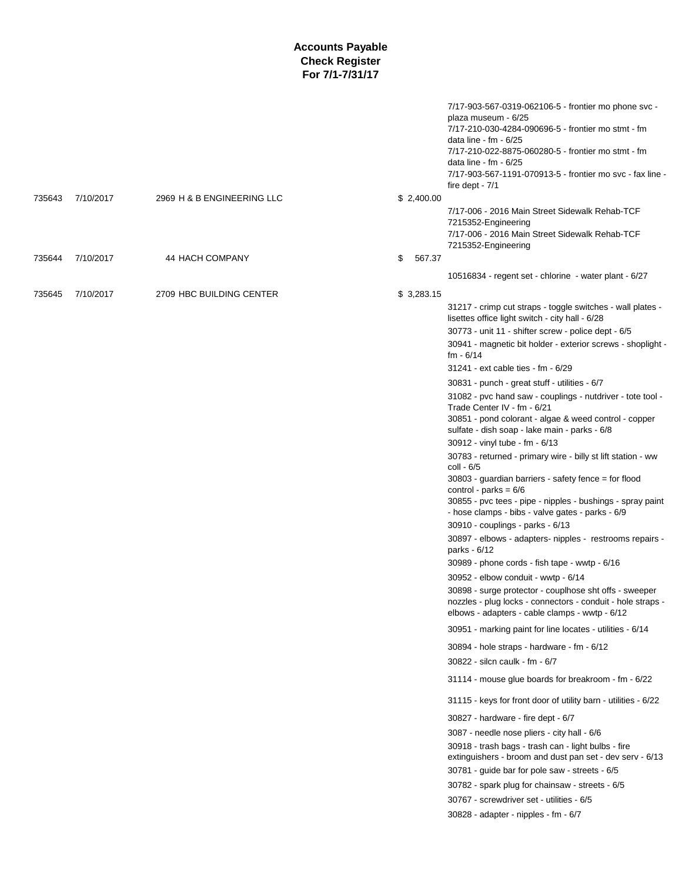# Accounts Payable
## Check Register
### For 7/1-7/31/17

| Check | Date | Vendor | Amount | Description |
|---|---|---|---|---|
| | | | | 7/17-903-567-0319-062106-5 - frontier mo phone svc - plaza museum - 6/25 |
| | | | | 7/17-210-030-4284-090696-5 - frontier mo stmt - fm data line - fm - 6/25 |
| | | | | 7/17-210-022-8875-060280-5 - frontier mo stmt - fm data line - fm - 6/25 |
| | | | | 7/17-903-567-1191-070913-5 - frontier mo svc - fax line - fire dept - 7/1 |
| 735643 | 7/10/2017 | 2969 H & B ENGINEERING LLC | $ 2,400.00 | |
| | | | | 7/17-006 - 2016 Main Street Sidewalk Rehab-TCF 7215352-Engineering |
| | | | | 7/17-006 - 2016 Main Street Sidewalk Rehab-TCF 7215352-Engineering |
| 735644 | 7/10/2017 | 44 HACH COMPANY | $ 567.37 | |
| | | | | 10516834 - regent set - chlorine - water plant - 6/27 |
| 735645 | 7/10/2017 | 2709 HBC BUILDING CENTER | $ 3,283.15 | |
| | | | | 31217 - crimp cut straps - toggle switches - wall plates - lisettes office light switch - city hall - 6/28 |
| | | | | 30773 - unit 11 - shifter screw - police dept - 6/5 |
| | | | | 30941 - magnetic bit holder - exterior screws - shoplight - fm - 6/14 |
| | | | | 31241 - ext cable ties - fm - 6/29 |
| | | | | 30831 - punch - great stuff - utilities - 6/7 |
| | | | | 31082 - pvc hand saw - couplings - nutdriver - tote tool - Trade Center IV - fm - 6/21 |
| | | | | 30851 - pond colorant - algae & weed control - copper sulfate - dish soap - lake main - parks - 6/8 |
| | | | | 30912 - vinyl tube - fm - 6/13 |
| | | | | 30783 - returned - primary wire - billy st lift station - ww coll - 6/5 |
| | | | | 30803 - guardian barriers - safety fence = for flood control - parks = 6/6 |
| | | | | 30855 - pvc tees - pipe - nipples - bushings - spray paint - hose clamps - bibs - valve gates - parks - 6/9 |
| | | | | 30910 - couplings - parks - 6/13 |
| | | | | 30897 - elbows - adapters- nipples - restrooms repairs - parks - 6/12 |
| | | | | 30989 - phone cords - fish tape - wwtp - 6/16 |
| | | | | 30952 - elbow conduit - wwtp - 6/14 |
| | | | | 30898 - surge protector - couplhose sht offs - sweeper nozzles - plug locks - connectors - conduit - hole straps - elbows - adapters - cable clamps - wwtp - 6/12 |
| | | | | 30951 - marking paint for line locates - utilities - 6/14 |
| | | | | 30894 - hole straps - hardware - fm - 6/12 |
| | | | | 30822 - silcn caulk - fm - 6/7 |
| | | | | 31114 - mouse glue boards for breakroom - fm - 6/22 |
| | | | | 31115 - keys for front door of utility barn - utilities - 6/22 |
| | | | | 30827 - hardware - fire dept - 6/7 |
| | | | | 3087 - needle nose pliers - city hall - 6/6 |
| | | | | 30918 - trash bags - trash can - light bulbs - fire extinguishers - broom and dust pan set - dev serv - 6/13 |
| | | | | 30781 - guide bar for pole saw - streets - 6/5 |
| | | | | 30782 - spark plug for chainsaw - streets - 6/5 |
| | | | | 30767 - screwdriver set - utilities - 6/5 |
| | | | | 30828 - adapter - nipples - fm - 6/7 |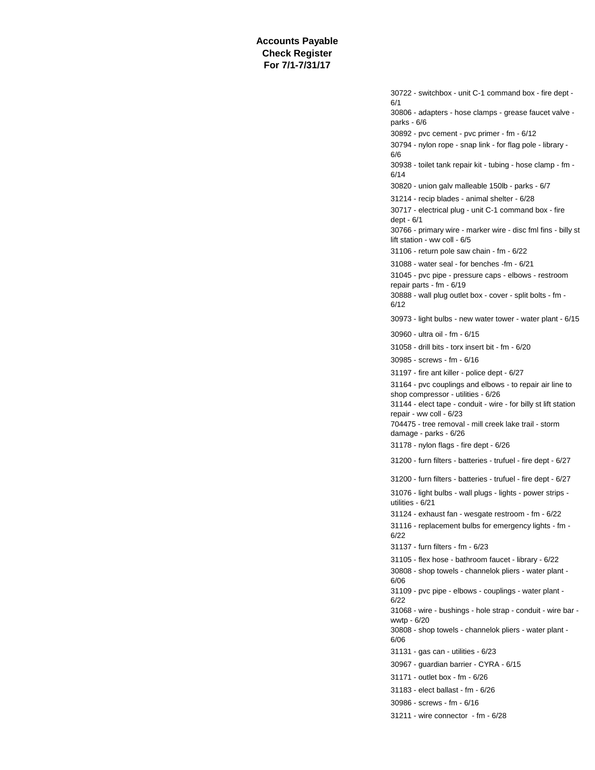**Accounts Payable**
**Check Register**
**For 7/1-7/31/17**

30722 - switchbox - unit C-1 command box - fire dept - 6/1

30806 - adapters - hose clamps - grease faucet valve - parks - 6/6

30892 - pvc cement - pvc primer - fm - 6/12

30794 - nylon rope - snap link - for flag pole - library - 6/6

30938 - toilet tank repair kit - tubing - hose clamp - fm - 6/14

30820 - union galv malleable 150lb - parks - 6/7

31214 - recip blades - animal shelter - 6/28

30717 - electrical plug - unit C-1 command box - fire dept - 6/1

30766 - primary wire - marker wire - disc fml fins - billy st lift station - ww coll - 6/5

31106 - return pole saw chain - fm - 6/22

31088 - water seal - for benches -fm - 6/21

31045 - pvc pipe - pressure caps - elbows - restroom repair parts - fm - 6/19

30888 - wall plug outlet box - cover - split bolts - fm - 6/12

30973 - light bulbs - new water tower - water plant - 6/15

30960 - ultra oil - fm - 6/15

31058 - drill bits - torx insert bit - fm - 6/20

30985 - screws - fm - 6/16

31197 - fire ant killer - police dept - 6/27

31164 - pvc couplings and elbows - to repair air line to shop compressor - utilities - 6/26

31144 - elect tape - conduit - wire - for billy st lift station repair - ww coll - 6/23

704475 - tree removal - mill creek lake trail - storm damage - parks - 6/26

31178 - nylon flags - fire dept - 6/26

31200 - furn filters - batteries - trufuel - fire dept - 6/27

31200 - furn filters - batteries - trufuel - fire dept - 6/27

31076 - light bulbs - wall plugs - lights - power strips - utilities - 6/21

31124 - exhaust fan - wesgate restroom - fm - 6/22

31116 - replacement bulbs for emergency lights - fm - 6/22

31137 - furn filters - fm - 6/23

31105 - flex hose - bathroom faucet - library - 6/22

30808 - shop towels - channelok pliers - water plant - 6/06

31109 - pvc pipe - elbows - couplings - water plant - 6/22

31068 - wire - bushings - hole strap - conduit - wire bar - wwtp - 6/20

30808 - shop towels - channelok pliers - water plant - 6/06

31131 - gas can - utilities - 6/23

30967 - guardian barrier - CYRA - 6/15

31171 - outlet box - fm - 6/26

31183 - elect ballast - fm - 6/26

30986 - screws - fm - 6/16

31211 - wire connector - fm - 6/28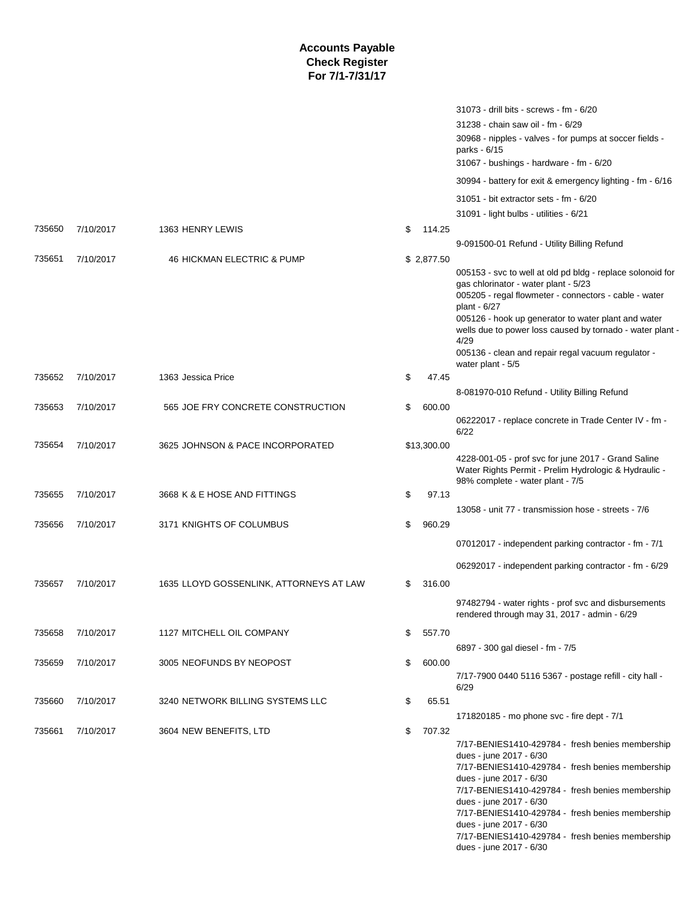# Accounts Payable
# Check Register
# For 7/1-7/31/17

| Check # | Date | Vendor | Amount | Description |
|---|---|---|---|---|
| | | | | 31073 - drill bits - screws - fm - 6/20 |
| | | | | 31238 - chain saw oil - fm - 6/29 |
| | | | | 30968 - nipples - valves - for pumps at soccer fields - parks - 6/15 |
| | | | | 31067 - bushings - hardware - fm - 6/20 |
| | | | | 30994 - battery for exit & emergency lighting - fm - 6/16 |
| | | | | 31051 - bit extractor sets - fm - 6/20 |
| | | | | 31091 - light bulbs - utilities - 6/21 |
| 735650 | 7/10/2017 | 1363 HENRY LEWIS | $ 114.25 | |
| | | | | 9-091500-01 Refund - Utility Billing Refund |
| 735651 | 7/10/2017 | 46 HICKMAN ELECTRIC & PUMP | $ 2,877.50 | |
| | | | | 005153 - svc to well at old pd bldg - replace solonoid for gas chlorinator - water plant - 5/23 |
| | | | | 005205 - regal flowmeter - connectors - cable - water plant - 6/27 |
| | | | | 005126 - hook up generator to water plant and water wells due to power loss caused by tornado - water plant - 4/29 |
| | | | | 005136 - clean and repair regal vacuum regulator - water plant - 5/5 |
| 735652 | 7/10/2017 | 1363 Jessica Price | $ 47.45 | |
| | | | | 8-081970-010 Refund - Utility Billing Refund |
| 735653 | 7/10/2017 | 565 JOE FRY CONCRETE CONSTRUCTION | $ 600.00 | |
| | | | | 06222017 - replace concrete in Trade Center IV - fm - 6/22 |
| 735654 | 7/10/2017 | 3625 JOHNSON & PACE INCORPORATED | $13,300.00 | |
| | | | | 4228-001-05 - prof svc for june 2017 - Grand Saline Water Rights Permit - Prelim Hydrologic & Hydraulic - 98% complete - water plant - 7/5 |
| 735655 | 7/10/2017 | 3668 K & E HOSE AND FITTINGS | $ 97.13 | |
| | | | | 13058 - unit 77 - transmission hose - streets - 7/6 |
| 735656 | 7/10/2017 | 3171 KNIGHTS OF COLUMBUS | $ 960.29 | |
| | | | | 07012017 - independent parking contractor - fm - 7/1 |
| | | | | 06292017 - independent parking contractor - fm - 6/29 |
| 735657 | 7/10/2017 | 1635 LLOYD GOSSENLINK, ATTORNEYS AT LAW | $ 316.00 | |
| | | | | 97482794 - water rights - prof svc and disbursements rendered through may 31, 2017 - admin - 6/29 |
| 735658 | 7/10/2017 | 1127 MITCHELL OIL COMPANY | $ 557.70 | |
| | | | | 6897 - 300 gal diesel - fm - 7/5 |
| 735659 | 7/10/2017 | 3005 NEOFUNDS BY NEOPOST | $ 600.00 | |
| | | | | 7/17-7900 0440 5116 5367 - postage refill - city hall - 6/29 |
| 735660 | 7/10/2017 | 3240 NETWORK BILLING SYSTEMS LLC | $ 65.51 | |
| | | | | 171820185 - mo phone svc - fire dept - 7/1 |
| 735661 | 7/10/2017 | 3604 NEW BENEFITS, LTD | $ 707.32 | |
| | | | | 7/17-BENIES1410-429784 - fresh benies membership dues - june 2017 - 6/30 |
| | | | | 7/17-BENIES1410-429784 - fresh benies membership dues - june 2017 - 6/30 |
| | | | | 7/17-BENIES1410-429784 - fresh benies membership dues - june 2017 - 6/30 |
| | | | | 7/17-BENIES1410-429784 - fresh benies membership dues - june 2017 - 6/30 |
| | | | | 7/17-BENIES1410-429784 - fresh benies membership dues - june 2017 - 6/30 |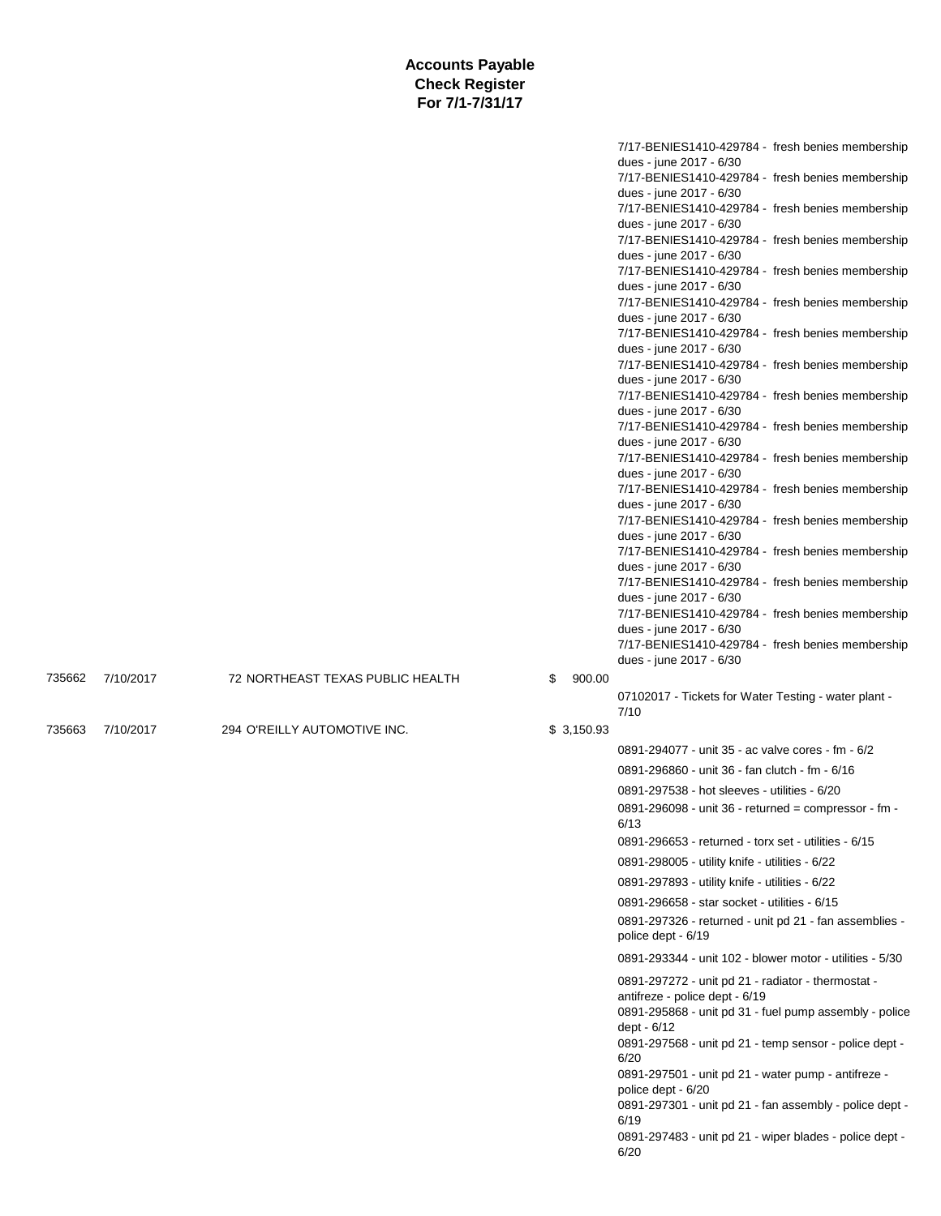**Accounts Payable**
**Check Register**
**For 7/1-7/31/17**

| Check | Date | Vendor | Amount | Description |
|---|---|---|---|---|
| | | | | 7/17-BENIES1410-429784 - fresh benies membership dues - june 2017 - 6/30 |
| | | | | 7/17-BENIES1410-429784 - fresh benies membership dues - june 2017 - 6/30 |
| | | | | 7/17-BENIES1410-429784 - fresh benies membership dues - june 2017 - 6/30 |
| | | | | 7/17-BENIES1410-429784 - fresh benies membership dues - june 2017 - 6/30 |
| | | | | 7/17-BENIES1410-429784 - fresh benies membership dues - june 2017 - 6/30 |
| | | | | 7/17-BENIES1410-429784 - fresh benies membership dues - june 2017 - 6/30 |
| | | | | 7/17-BENIES1410-429784 - fresh benies membership dues - june 2017 - 6/30 |
| | | | | 7/17-BENIES1410-429784 - fresh benies membership dues - june 2017 - 6/30 |
| | | | | 7/17-BENIES1410-429784 - fresh benies membership dues - june 2017 - 6/30 |
| | | | | 7/17-BENIES1410-429784 - fresh benies membership dues - june 2017 - 6/30 |
| | | | | 7/17-BENIES1410-429784 - fresh benies membership dues - june 2017 - 6/30 |
| | | | | 7/17-BENIES1410-429784 - fresh benies membership dues - june 2017 - 6/30 |
| | | | | 7/17-BENIES1410-429784 - fresh benies membership dues - june 2017 - 6/30 |
| | | | | 7/17-BENIES1410-429784 - fresh benies membership dues - june 2017 - 6/30 |
| | | | | 7/17-BENIES1410-429784 - fresh benies membership dues - june 2017 - 6/30 |
| | | | | 7/17-BENIES1410-429784 - fresh benies membership dues - june 2017 - 6/30 |
| | | | | 7/17-BENIES1410-429784 - fresh benies membership dues - june 2017 - 6/30 |
| 735662 | 7/10/2017 | 72 NORTHEAST TEXAS PUBLIC HEALTH | $ 900.00 | |
| | | | | 07102017 - Tickets for Water Testing - water plant - 7/10 |
| 735663 | 7/10/2017 | 294 O'REILLY AUTOMOTIVE INC. | $ 3,150.93 | |
| | | | | 0891-294077 - unit 35 - ac valve cores - fm - 6/2 |
| | | | | 0891-296860 - unit 36 - fan clutch - fm - 6/16 |
| | | | | 0891-297538 - hot sleeves - utilities - 6/20 |
| | | | | 0891-296098 - unit 36 - returned = compressor - fm - 6/13 |
| | | | | 0891-296653 - returned - torx set - utilities - 6/15 |
| | | | | 0891-298005 - utility knife - utilities - 6/22 |
| | | | | 0891-297893 - utility knife - utilities - 6/22 |
| | | | | 0891-296658 - star socket - utilities - 6/15 |
| | | | | 0891-297326 - returned - unit pd 21 - fan assemblies - police dept - 6/19 |
| | | | | 0891-293344 - unit 102 - blower motor - utilities - 5/30 |
| | | | | 0891-297272 - unit pd 21 - radiator - thermostat - antifreze - police dept - 6/19 |
| | | | | 0891-295868 - unit pd 31 - fuel pump assembly - police dept - 6/12 |
| | | | | 0891-297568 - unit pd 21 - temp sensor - police dept - 6/20 |
| | | | | 0891-297501 - unit pd 21 - water pump - antifreze - police dept - 6/20 |
| | | | | 0891-297301 - unit pd 21 - fan assembly - police dept - 6/19 |
| | | | | 0891-297483 - unit pd 21 - wiper blades - police dept - 6/20 |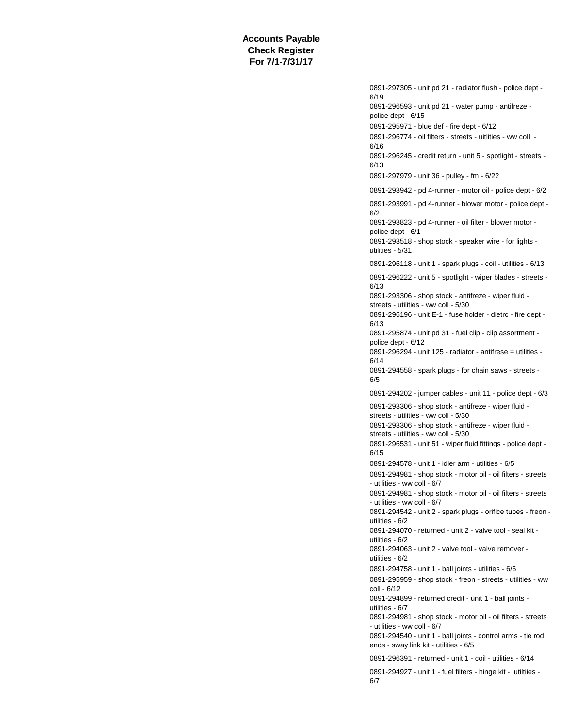**Accounts Payable**
**Check Register**
**For 7/1-7/31/17**

0891-297305 - unit pd 21 - radiator flush - police dept - 6/19

0891-296593 - unit pd 21 - water pump - antifreze - police dept - 6/15

0891-295971 - blue def - fire dept - 6/12

0891-296774 - oil filters - streets - uitlities - ww coll - 6/16

0891-296245 - credit return - unit 5 - spotlight - streets - 6/13

0891-297979 - unit 36 - pulley - fm - 6/22

0891-293942 - pd 4-runner - motor oil - police dept - 6/2

0891-293991 - pd 4-runner - blower motor - police dept - 6/2

0891-293823 - pd 4-runner - oil filter - blower motor - police dept - 6/1

0891-293518 - shop stock - speaker wire - for lights - utilities - 5/31

0891-296118 - unit 1 - spark plugs - coil - utilities - 6/13

0891-296222 - unit 5 - spotlight - wiper blades - streets - 6/13

0891-293306 - shop stock - antifreze - wiper fluid - streets - utilities - ww coll - 5/30

0891-296196 - unit E-1 - fuse holder - dietrc - fire dept - 6/13

0891-295874 - unit pd 31 - fuel clip - clip assortment - police dept - 6/12

0891-296294 - unit 125 - radiator - antifrese = utilities - 6/14

0891-294558 - spark plugs - for chain saws - streets - 6/5

0891-294202 - jumper cables - unit 11 - police dept - 6/3

0891-293306 - shop stock - antifreze - wiper fluid - streets - utilities - ww coll - 5/30

0891-293306 - shop stock - antifreze - wiper fluid - streets - utilities - ww coll - 5/30

0891-296531 - unit 51 - wiper fluid fittings - police dept - 6/15

0891-294578 - unit 1 - idler arm - utilities - 6/5

0891-294981 - shop stock - motor oil - oil filters - streets - utilities - ww coll - 6/7

0891-294981 - shop stock - motor oil - oil filters - streets - utilities - ww coll - 6/7

0891-294542 - unit 2 - spark plugs - orifice tubes - freon - utilities - 6/2

0891-294070 - returned - unit 2 - valve tool - seal kit - utilities - 6/2

0891-294063 - unit 2 - valve tool - valve remover - utilities - 6/2

0891-294758 - unit 1 - ball joints - utilities - 6/6

0891-295959 - shop stock - freon - streets - utilities - ww coll - 6/12

0891-294899 - returned credit - unit 1 - ball joints - utilities - 6/7

0891-294981 - shop stock - motor oil - oil filters - streets - utilities - ww coll - 6/7

0891-294540 - unit 1 - ball joints - control arms - tie rod ends - sway link kit - utilities - 6/5

0891-296391 - returned - unit 1 - coil - utilities - 6/14

0891-294927 - unit 1 - fuel filters - hinge kit - utltiies - 6/7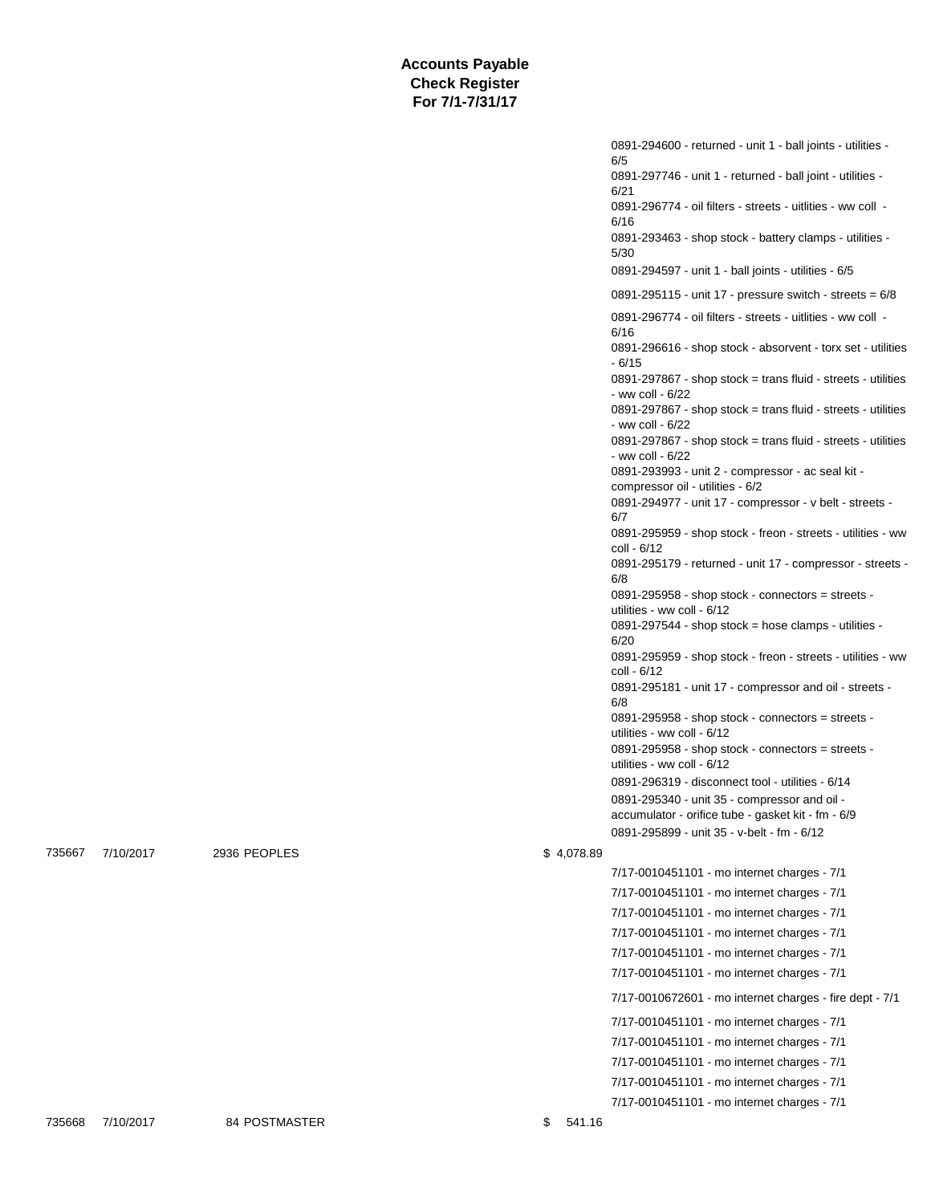# Accounts Payable
## Check Register
### For 7/1-7/31/17

| Check | Date | Vendor | Amount | Description |
|---|---|---|---|---|
| | | | | 0891-294600 - returned - unit 1 - ball joints - utilities - 6/5 |
| | | | | 0891-297746 - unit 1 - returned - ball joint - utilities - 6/21 |
| | | | | 0891-296774 - oil filters - streets - uitlities - ww coll - 6/16 |
| | | | | 0891-293463 - shop stock - battery clamps - utilities - 5/30 |
| | | | | 0891-294597 - unit 1 - ball joints - utilities - 6/5 |
| | | | | 0891-295115 - unit 17 - pressure switch - streets = 6/8 |
| | | | | 0891-296774 - oil filters - streets - uitlities - ww coll - 6/16 |
| | | | | 0891-296616 - shop stock - absorvent - torx set - utilities - 6/15 |
| | | | | 0891-297867 - shop stock = trans fluid - streets - utilities - ww coll - 6/22 |
| | | | | 0891-297867 - shop stock = trans fluid - streets - utilities - ww coll - 6/22 |
| | | | | 0891-297867 - shop stock = trans fluid - streets - utilities - ww coll - 6/22 |
| | | | | 0891-293993 - unit 2 - compressor - ac seal kit - compressor oil - utilities - 6/2 |
| | | | | 0891-294977 - unit 17 - compressor - v belt - streets - 6/7 |
| | | | | 0891-295959 - shop stock - freon - streets - utilities - ww coll - 6/12 |
| | | | | 0891-295179 - returned - unit 17 - compressor - streets - 6/8 |
| | | | | 0891-295958 - shop stock - connectors = streets - utilities - ww coll - 6/12 |
| | | | | 0891-297544 - shop stock = hose clamps - utilities - 6/20 |
| | | | | 0891-295959 - shop stock - freon - streets - utilities - ww coll - 6/12 |
| | | | | 0891-295181 - unit 17 - compressor and oil - streets - 6/8 |
| | | | | 0891-295958 - shop stock - connectors = streets - utilities - ww coll - 6/12 |
| | | | | 0891-295958 - shop stock - connectors = streets - utilities - ww coll - 6/12 |
| | | | | 0891-296319 - disconnect tool - utilities - 6/14 |
| | | | | 0891-295340 - unit 35 - compressor and oil - accumulator - orifice tube - gasket kit - fm - 6/9 |
| | | | | 0891-295899 - unit 35 - v-belt - fm - 6/12 |
| 735667 | 7/10/2017 | 2936 PEOPLES | $ 4,078.89 | |
| | | | | 7/17-0010451101 - mo internet charges - 7/1 |
| | | | | 7/17-0010451101 - mo internet charges - 7/1 |
| | | | | 7/17-0010451101 - mo internet charges - 7/1 |
| | | | | 7/17-0010451101 - mo internet charges - 7/1 |
| | | | | 7/17-0010451101 - mo internet charges - 7/1 |
| | | | | 7/17-0010451101 - mo internet charges - 7/1 |
| | | | | 7/17-0010672601 - mo internet charges - fire dept - 7/1 |
| | | | | 7/17-0010451101 - mo internet charges - 7/1 |
| | | | | 7/17-0010451101 - mo internet charges - 7/1 |
| | | | | 7/17-0010451101 - mo internet charges - 7/1 |
| | | | | 7/17-0010451101 - mo internet charges - 7/1 |
| | | | | 7/17-0010451101 - mo internet charges - 7/1 |
| 735668 | 7/10/2017 | 84 POSTMASTER | $ 541.16 | |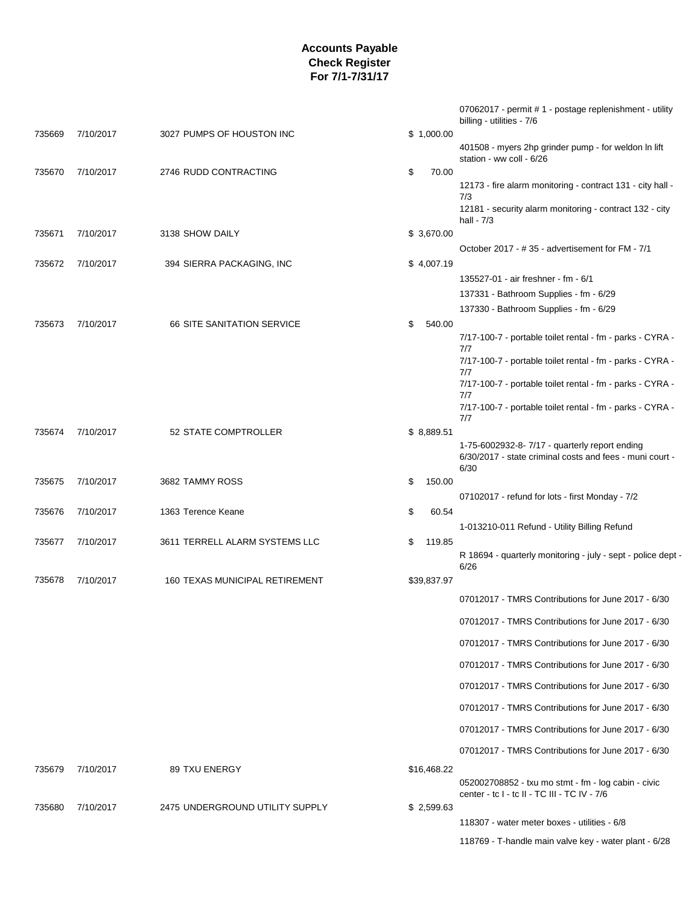# Accounts Payable
# Check Register
# For 7/1-7/31/17

| Check | Date | Vendor | Amount | Description |
|---|---|---|---|---|
| | | | | 07062017 - permit # 1 - postage replenishment - utility billing - utilities - 7/6 |
| 735669 | 7/10/2017 | 3027 PUMPS OF HOUSTON INC | $ 1,000.00 | |
| | | | | 401508 - myers 2hp grinder pump - for weldon ln lift station - ww coll - 6/26 |
| 735670 | 7/10/2017 | 2746 RUDD CONTRACTING | $ 70.00 | |
| | | | | 12173 - fire alarm monitoring - contract 131 - city hall - 7/3 |
| | | | | 12181 - security alarm monitoring - contract 132 - city hall - 7/3 |
| 735671 | 7/10/2017 | 3138 SHOW DAILY | $ 3,670.00 | |
| | | | | October 2017 - # 35 - advertisement for FM - 7/1 |
| 735672 | 7/10/2017 | 394 SIERRA PACKAGING, INC | $ 4,007.19 | |
| | | | | 135527-01 - air freshner - fm - 6/1 |
| | | | | 137331 - Bathroom Supplies - fm - 6/29 |
| | | | | 137330 - Bathroom Supplies - fm - 6/29 |
| 735673 | 7/10/2017 | 66 SITE SANITATION SERVICE | $ 540.00 | |
| | | | | 7/17-100-7 - portable toilet rental - fm - parks - CYRA - 7/7 |
| | | | | 7/17-100-7 - portable toilet rental - fm - parks - CYRA - 7/7 |
| | | | | 7/17-100-7 - portable toilet rental - fm - parks - CYRA - 7/7 |
| | | | | 7/17-100-7 - portable toilet rental - fm - parks - CYRA - 7/7 |
| 735674 | 7/10/2017 | 52 STATE COMPTROLLER | $ 8,889.51 | |
| | | | | 1-75-6002932-8- 7/17 - quarterly report ending 6/30/2017 - state criminal costs and fees - muni court - 6/30 |
| 735675 | 7/10/2017 | 3682 TAMMY ROSS | $ 150.00 | |
| | | | | 07102017 - refund for lots - first Monday - 7/2 |
| 735676 | 7/10/2017 | 1363 Terence Keane | $ 60.54 | |
| | | | | 1-013210-011 Refund - Utility Billing Refund |
| 735677 | 7/10/2017 | 3611 TERRELL ALARM SYSTEMS LLC | $ 119.85 | |
| | | | | R 18694 - quarterly monitoring - july - sept - police dept - 6/26 |
| 735678 | 7/10/2017 | 160 TEXAS MUNICIPAL RETIREMENT | $39,837.97 | |
| | | | | 07012017 - TMRS Contributions for June 2017 - 6/30 |
| | | | | 07012017 - TMRS Contributions for June 2017 - 6/30 |
| | | | | 07012017 - TMRS Contributions for June 2017 - 6/30 |
| | | | | 07012017 - TMRS Contributions for June 2017 - 6/30 |
| | | | | 07012017 - TMRS Contributions for June 2017 - 6/30 |
| | | | | 07012017 - TMRS Contributions for June 2017 - 6/30 |
| | | | | 07012017 - TMRS Contributions for June 2017 - 6/30 |
| | | | | 07012017 - TMRS Contributions for June 2017 - 6/30 |
| 735679 | 7/10/2017 | 89 TXU ENERGY | $16,468.22 | |
| | | | | 052002708852 - txu mo stmt - fm - log cabin - civic center - tc I - tc II - TC III - TC IV - 7/6 |
| 735680 | 7/10/2017 | 2475 UNDERGROUND UTILITY SUPPLY | $ 2,599.63 | |
| | | | | 118307 - water meter boxes - utilities - 6/8 |
| | | | | 118769 - T-handle main valve key - water plant - 6/28 |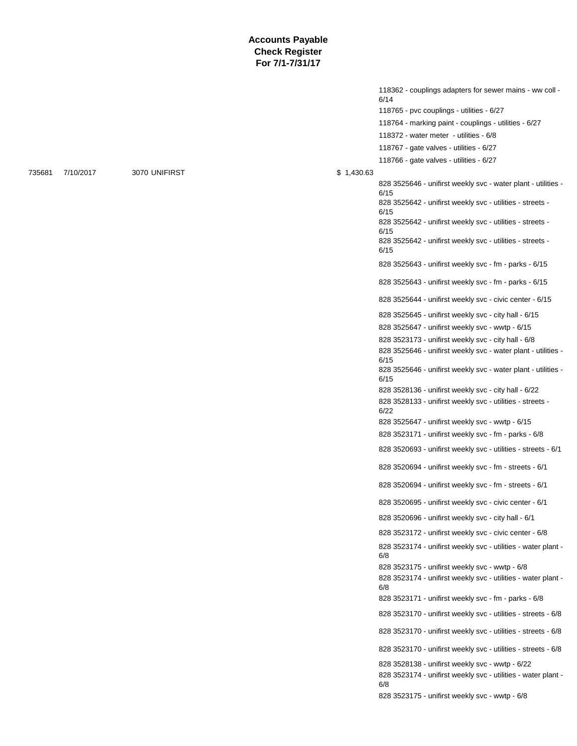**Accounts Payable**
**Check Register**
**For 7/1-7/31/17**

| Check | Date | Vendor | Amount | Description |
|---|---|---|---|---|
| | | | | 118362 - couplings adapters for sewer mains - ww coll - 6/14 |
| | | | | 118765 - pvc couplings - utilities - 6/27 |
| | | | | 118764 - marking paint - couplings - utilities - 6/27 |
| | | | | 118372 - water meter - utilities - 6/8 |
| | | | | 118767 - gate valves - utilities - 6/27 |
| | | | | 118766 - gate valves - utilities - 6/27 |
| 735681 | 7/10/2017 | 3070 UNIFIRST | $ 1,430.63 | |
| | | | | 828 3525646 - unifirst weekly svc - water plant - utilities - 6/15 |
| | | | | 828 3525642 - unifirst weekly svc - utilities - streets - 6/15 |
| | | | | 828 3525642 - unifirst weekly svc - utilities - streets - 6/15 |
| | | | | 828 3525642 - unifirst weekly svc - utilities - streets - 6/15 |
| | | | | 828 3525643 - unifirst weekly svc - fm - parks - 6/15 |
| | | | | 828 3525643 - unifirst weekly svc - fm - parks - 6/15 |
| | | | | 828 3525644 - unifirst weekly svc - civic center - 6/15 |
| | | | | 828 3525645 - unifirst weekly svc - city hall - 6/15 |
| | | | | 828 3525647 - unifirst weekly svc - wwtp - 6/15 |
| | | | | 828 3523173 - unifirst weekly svc - city hall - 6/8 |
| | | | | 828 3525646 - unifirst weekly svc - water plant - utilities - 6/15 |
| | | | | 828 3525646 - unifirst weekly svc - water plant - utilities - 6/15 |
| | | | | 828 3528136 - unifirst weekly svc - city hall - 6/22 |
| | | | | 828 3528133 - unifirst weekly svc - utilities - streets - 6/22 |
| | | | | 828 3525647 - unifirst weekly svc - wwtp - 6/15 |
| | | | | 828 3523171 - unifirst weekly svc - fm - parks - 6/8 |
| | | | | 828 3520693 - unifirst weekly svc - utilities - streets - 6/1 |
| | | | | 828 3520694 - unifirst weekly svc - fm - streets - 6/1 |
| | | | | 828 3520694 - unifirst weekly svc - fm - streets - 6/1 |
| | | | | 828 3520695 - unifirst weekly svc - civic center - 6/1 |
| | | | | 828 3520696 - unifirst weekly svc - city hall - 6/1 |
| | | | | 828 3523172 - unifirst weekly svc - civic center - 6/8 |
| | | | | 828 3523174 - unifirst weekly svc - utilities - water plant - 6/8 |
| | | | | 828 3523175 - unifirst weekly svc - wwtp - 6/8 |
| | | | | 828 3523174 - unifirst weekly svc - utilities - water plant - 6/8 |
| | | | | 828 3523171 - unifirst weekly svc - fm - parks - 6/8 |
| | | | | 828 3523170 - unifirst weekly svc - utilities - streets - 6/8 |
| | | | | 828 3523170 - unifirst weekly svc - utilities - streets - 6/8 |
| | | | | 828 3523170 - unifirst weekly svc - utilities - streets - 6/8 |
| | | | | 828 3528138 - unifirst weekly svc - wwtp - 6/22 |
| | | | | 828 3523174 - unifirst weekly svc - utilities - water plant - 6/8 |
| | | | | 828 3523175 - unifirst weekly svc - wwtp - 6/8 |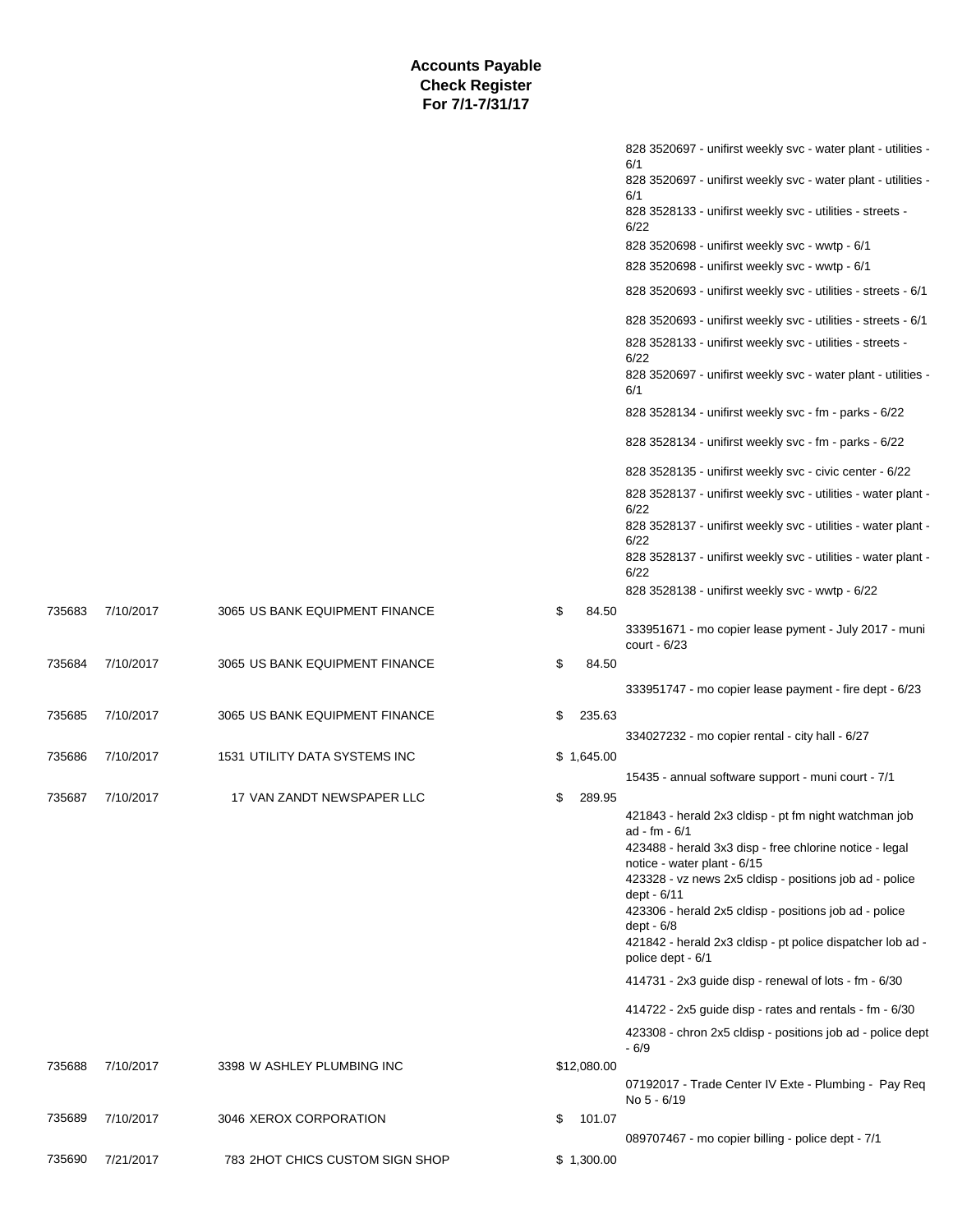# Accounts Payable
## Check Register
### For 7/1-7/31/17

| Check # | Date | Vendor | Amount | Description |
|---|---|---|---|---|
| | | | | 828 3520697 - unifirst weekly svc - water plant - utilities - 6/1 |
| | | | | 828 3520697 - unifirst weekly svc - water plant - utilities - 6/1 |
| | | | | 828 3528133 - unifirst weekly svc - utilities - streets - 6/22 |
| | | | | 828 3520698 - unifirst weekly svc - wwtp - 6/1 |
| | | | | 828 3520698 - unifirst weekly svc - wwtp - 6/1 |
| | | | | 828 3520693 - unifirst weekly svc - utilities - streets - 6/1 |
| | | | | 828 3520693 - unifirst weekly svc - utilities - streets - 6/1 |
| | | | | 828 3528133 - unifirst weekly svc - utilities - streets - 6/22 |
| | | | | 828 3520697 - unifirst weekly svc - water plant - utilities - 6/1 |
| | | | | 828 3528134 - unifirst weekly svc - fm - parks - 6/22 |
| | | | | 828 3528134 - unifirst weekly svc - fm - parks - 6/22 |
| | | | | 828 3528135 - unifirst weekly svc - civic center - 6/22 |
| | | | | 828 3528137 - unifirst weekly svc - utilities - water plant - 6/22 |
| | | | | 828 3528137 - unifirst weekly svc - utilities - water plant - 6/22 |
| | | | | 828 3528137 - unifirst weekly svc - utilities - water plant - 6/22 |
| | | | | 828 3528138 - unifirst weekly svc - wwtp - 6/22 |
| 735683 | 7/10/2017 | 3065 US BANK EQUIPMENT FINANCE | $ 84.50 | |
| | | | | 333951671 - mo copier lease pyment - July 2017 - muni court - 6/23 |
| 735684 | 7/10/2017 | 3065 US BANK EQUIPMENT FINANCE | $ 84.50 | |
| | | | | 333951747 - mo copier lease payment - fire dept - 6/23 |
| 735685 | 7/10/2017 | 3065 US BANK EQUIPMENT FINANCE | $ 235.63 | |
| | | | | 334027232 - mo copier rental - city hall - 6/27 |
| 735686 | 7/10/2017 | 1531 UTILITY DATA SYSTEMS INC | $ 1,645.00 | |
| | | | | 15435 - annual software support - muni court - 7/1 |
| 735687 | 7/10/2017 | 17 VAN ZANDT NEWSPAPER LLC | $ 289.95 | |
| | | | | 421843 - herald 2x3 cldisp - pt fm night watchman job ad - fm - 6/1 |
| | | | | 423488 - herald 3x3 disp - free chlorine notice - legal notice - water plant - 6/15 |
| | | | | 423328 - vz news 2x5 cldisp - positions job ad - police dept - 6/11 |
| | | | | 423306 - herald 2x5 cldisp - positions job ad - police dept - 6/8 |
| | | | | 421842 - herald 2x3 cldisp - pt police dispatcher lob ad - police dept - 6/1 |
| | | | | 414731 - 2x3 guide disp - renewal of lots - fm - 6/30 |
| | | | | 414722 - 2x5 guide disp - rates and rentals - fm - 6/30 |
| | | | | 423308 - chron 2x5 cldisp - positions job ad - police dept - 6/9 |
| 735688 | 7/10/2017 | 3398 W ASHLEY PLUMBING INC | $12,080.00 | |
| | | | | 07192017 - Trade Center IV Exte - Plumbing - Pay Req No 5 - 6/19 |
| 735689 | 7/10/2017 | 3046 XEROX CORPORATION | $ 101.07 | |
| | | | | 089707467 - mo copier billing - police dept - 7/1 |
| 735690 | 7/21/2017 | 783 2HOT CHICS CUSTOM SIGN SHOP | $ 1,300.00 | |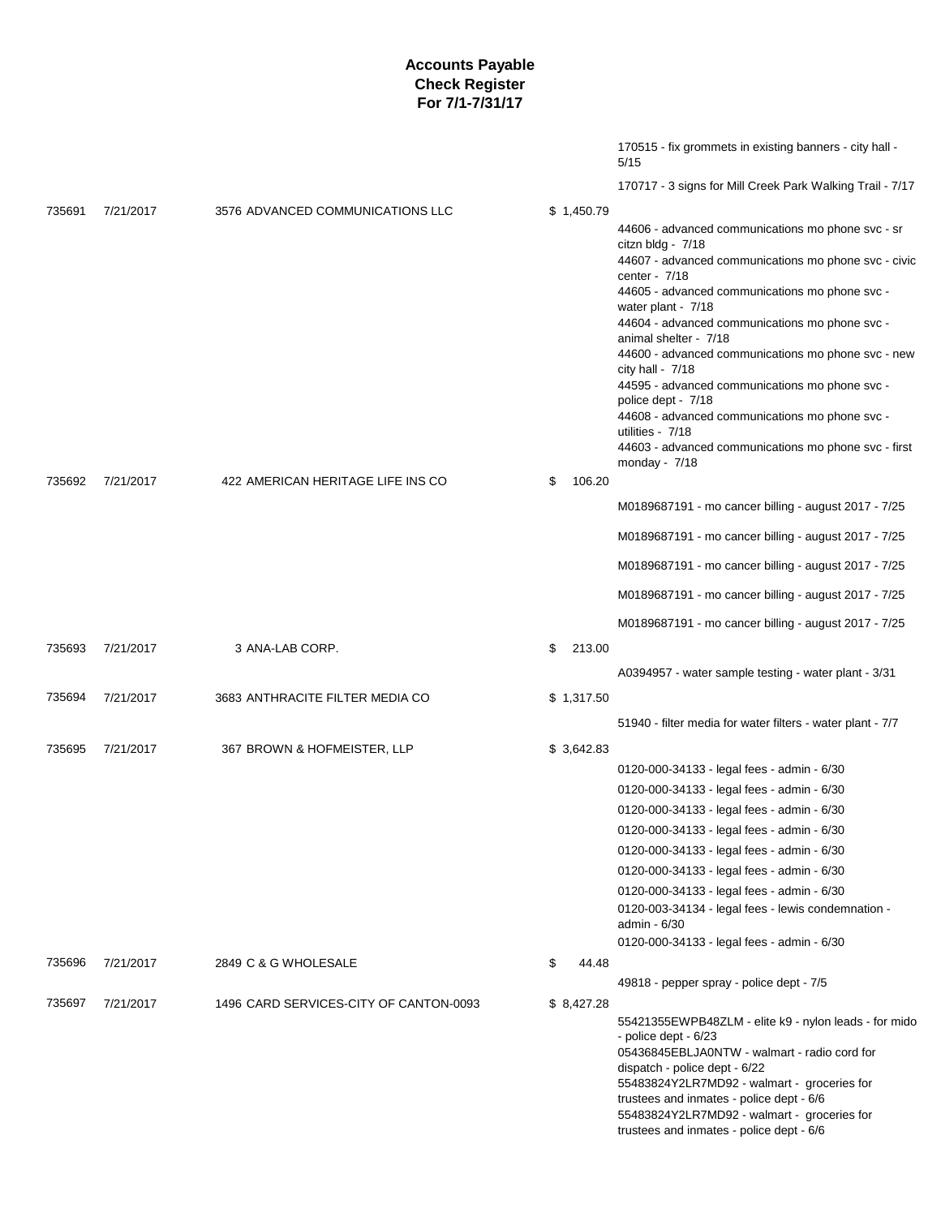# Accounts Payable
## Check Register
### For 7/1-7/31/17

| Check | Date | Vendor | Amount | Description |
|---|---|---|---|---|
| | | | | 170515 - fix grommets in existing banners - city hall - 5/15 |
| | | | | 170717 - 3 signs for Mill Creek Park Walking Trail - 7/17 |
| 735691 | 7/21/2017 | 3576 ADVANCED COMMUNICATIONS LLC | $ 1,450.79 | |
| | | | | 44606 - advanced communications mo phone svc - sr citzn bldg - 7/18 |
| | | | | 44607 - advanced communications mo phone svc - civic center - 7/18 |
| | | | | 44605 - advanced communications mo phone svc - water plant - 7/18 |
| | | | | 44604 - advanced communications mo phone svc - animal shelter - 7/18 |
| | | | | 44600 - advanced communications mo phone svc - new city hall - 7/18 |
| | | | | 44595 - advanced communications mo phone svc - police dept - 7/18 |
| | | | | 44608 - advanced communications mo phone svc - utilities - 7/18 |
| | | | | 44603 - advanced communications mo phone svc - first monday - 7/18 |
| 735692 | 7/21/2017 | 422 AMERICAN HERITAGE LIFE INS CO | $ 106.20 | |
| | | | | M0189687191 - mo cancer billing - august 2017 - 7/25 |
| | | | | M0189687191 - mo cancer billing - august 2017 - 7/25 |
| | | | | M0189687191 - mo cancer billing - august 2017 - 7/25 |
| | | | | M0189687191 - mo cancer billing - august 2017 - 7/25 |
| | | | | M0189687191 - mo cancer billing - august 2017 - 7/25 |
| 735693 | 7/21/2017 | 3 ANA-LAB CORP. | $ 213.00 | |
| | | | | A0394957 - water sample testing - water plant - 3/31 |
| 735694 | 7/21/2017 | 3683 ANTHRACITE FILTER MEDIA CO | $ 1,317.50 | |
| | | | | 51940 - filter media for water filters - water plant - 7/7 |
| 735695 | 7/21/2017 | 367 BROWN & HOFMEISTER, LLP | $ 3,642.83 | |
| | | | | 0120-000-34133 - legal fees - admin - 6/30 |
| | | | | 0120-000-34133 - legal fees - admin - 6/30 |
| | | | | 0120-000-34133 - legal fees - admin - 6/30 |
| | | | | 0120-000-34133 - legal fees - admin - 6/30 |
| | | | | 0120-000-34133 - legal fees - admin - 6/30 |
| | | | | 0120-000-34133 - legal fees - admin - 6/30 |
| | | | | 0120-000-34133 - legal fees - admin - 6/30 |
| | | | | 0120-003-34134 - legal fees - lewis condemnation - admin - 6/30 |
| | | | | 0120-000-34133 - legal fees - admin - 6/30 |
| 735696 | 7/21/2017 | 2849 C & G WHOLESALE | $ 44.48 | |
| | | | | 49818 - pepper spray - police dept - 7/5 |
| 735697 | 7/21/2017 | 1496 CARD SERVICES-CITY OF CANTON-0093 | $ 8,427.28 | |
| | | | | 55421355EWPB48ZLM - elite k9 - nylon leads - for mido - police dept - 6/23 |
| | | | | 05436845EBLJA0NTW - walmart - radio cord for dispatch - police dept - 6/22 |
| | | | | 55483824Y2LR7MD92 - walmart - groceries for trustees and inmates - police dept - 6/6 |
| | | | | 55483824Y2LR7MD92 - walmart - groceries for trustees and inmates - police dept - 6/6 |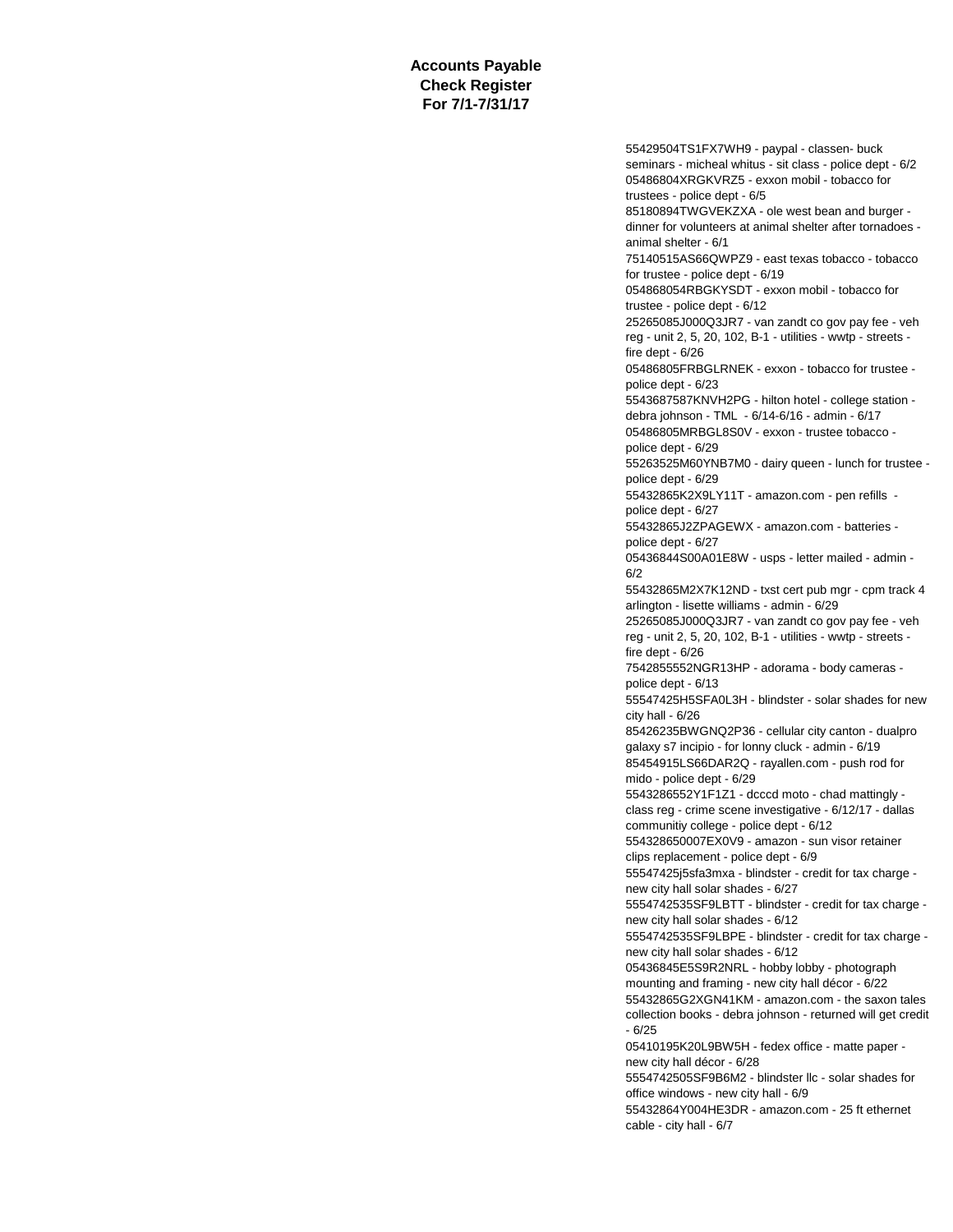**Accounts Payable**
**Check Register**
**For 7/1-7/31/17**

55429504TS1FX7WH9 - paypal - classen- buck seminars - micheal whitus - sit class - police dept - 6/2
05486804XRGKVRZ5 - exxon mobil - tobacco for trustees - police dept - 6/5
85180894TWGVEKZXA - ole west bean and burger - dinner for volunteers at animal shelter after tornadoes - animal shelter - 6/1
75140515AS66QWPZ9 - east texas tobacco - tobacco for trustee - police dept - 6/19
054868054RBGKYSDT - exxon mobil - tobacco for trustee - police dept - 6/12
25265085J000Q3JR7 - van zandt co gov pay fee - veh reg - unit 2, 5, 20, 102, B-1 - utilities - wwtp - streets - fire dept - 6/26
05486805FRBGLRNEK - exxon - tobacco for trustee - police dept - 6/23
5543687587KNVH2PG - hilton hotel - college station - debra johnson - TML - 6/14-6/16 - admin - 6/17
05486805MRBGL8S0V - exxon - trustee tobacco - police dept - 6/29
55263525M60YNB7M0 - dairy queen - lunch for trustee - police dept - 6/29
55432865K2X9LY11T - amazon.com - pen refills - police dept - 6/27
55432865J2ZPAGEWX - amazon.com - batteries - police dept - 6/27
05436844S00A01E8W - usps - letter mailed - admin - 6/2
55432865M2X7K12ND - txst cert pub mgr - cpm track 4 arlington - lisette williams - admin - 6/29
25265085J000Q3JR7 - van zandt co gov pay fee - veh reg - unit 2, 5, 20, 102, B-1 - utilities - wwtp - streets - fire dept - 6/26
7542855552NGR13HP - adorama - body cameras - police dept - 6/13
55547425H5SFA0L3H - blindster - solar shades for new city hall - 6/26
85426235BWGNQ2P36 - cellular city canton - dualpro galaxy s7 incipio - for lonny cluck - admin - 6/19
85454915LS66DAR2Q - rayallen.com - push rod for mido - police dept - 6/29
5543286552Y1F1Z1 - dcccd moto - chad mattingly - class reg - crime scene investigative - 6/12/17 - dallas communitiy college - police dept - 6/12
554328650007EX0V9 - amazon - sun visor retainer clips replacement - police dept - 6/9
55547425j5sfa3mxa - blindster - credit for tax charge - new city hall solar shades - 6/27
5554742535SF9LBTT - blindster - credit for tax charge - new city hall solar shades - 6/12
5554742535SF9LBPE - blindster - credit for tax charge - new city hall solar shades - 6/12
05436845E5S9R2NRL - hobby lobby - photograph mounting and framing - new city hall décor - 6/22
55432865G2XGN41KM - amazon.com - the saxon tales collection books - debra johnson - returned will get credit - 6/25
05410195K20L9BW5H - fedex office - matte paper - new city hall décor - 6/28
5554742505SF9B6M2 - blindster llc - solar shades for office windows - new city hall - 6/9
55432864Y004HE3DR - amazon.com - 25 ft ethernet cable - city hall - 6/7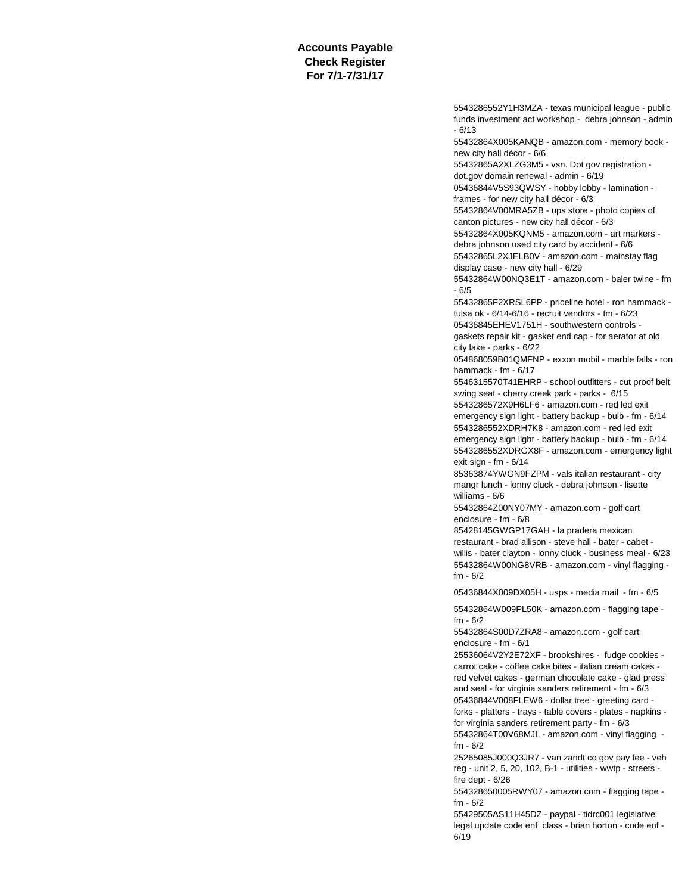**Accounts Payable**
**Check Register**
**For 7/1-7/31/17**

5543286552Y1H3MZA - texas municipal league - public funds investment act workshop - debra johnson - admin - 6/13
55432864X005KANQB - amazon.com - memory book - new city hall décor - 6/6
55432865A2XLZG3M5 - vsn. Dot gov registration - dot.gov domain renewal - admin - 6/19
05436844V5S93QWSY - hobby lobby - lamination - frames - for new city hall décor - 6/3
55432864V00MRA5ZB - ups store - photo copies of canton pictures - new city hall décor - 6/3
55432864X005KQNM5 - amazon.com - art markers - debra johnson used city card by accident - 6/6
55432865L2XJELB0V - amazon.com - mainstay flag display case - new city hall - 6/29
55432864W00NQ3E1T - amazon.com - baler twine - fm - 6/5
55432865F2XRSL6PP - priceline hotel - ron hammack - tulsa ok - 6/14-6/16 - recruit vendors - fm - 6/23
05436845EHEV1751H - southwestern controls - gaskets repair kit - gasket end cap - for aerator at old city lake - parks - 6/22
054868059B01QMFNP - exxon mobil - marble falls - ron hammack - fm - 6/17
5546315570T41EHRP - school outfitters - cut proof belt swing seat - cherry creek park - parks - 6/15
5543286572X9H6LF6 - amazon.com - red led exit emergency sign light - battery backup - bulb - fm - 6/14
5543286552XDRH7K8 - amazon.com - red led exit emergency sign light - battery backup - bulb - fm - 6/14
5543286552XDRGX8F - amazon.com - emergency light exit sign - fm - 6/14
85363874YWGN9FZPM - vals italian restaurant - city mangr lunch - lonny cluck - debra johnson - lisette williams - 6/6
55432864Z00NY07MY - amazon.com - golf cart enclosure - fm - 6/8
85428145GWGP17GAH - la pradera mexican restaurant - brad allison - steve hall - bater - cabet - willis - bater clayton - lonny cluck - business meal - 6/23
55432864W00NG8VRB - amazon.com - vinyl flagging - fm - 6/2
05436844X009DX05H - usps - media mail - fm - 6/5
55432864W009PL50K - amazon.com - flagging tape - fm - 6/2
55432864S00D7ZRA8 - amazon.com - golf cart enclosure - fm - 6/1
25536064V2Y2E72XF - brookshires - fudge cookies - carrot cake - coffee cake bites - italian cream cakes - red velvet cakes - german chocolate cake - glad press and seal - for virginia sanders retirement - fm - 6/3
05436844V008FLEW6 - dollar tree - greeting card - forks - platters - trays - table covers - plates - napkins - for virginia sanders retirement party - fm - 6/3
55432864T00V68MJL - amazon.com - vinyl flagging - fm - 6/2
25265085J000Q3JR7 - van zandt co gov pay fee - veh reg - unit 2, 5, 20, 102, B-1 - utilities - wwtp - streets - fire dept - 6/26
554328650005RWY07 - amazon.com - flagging tape - fm - 6/2
55429505AS11H45DZ - paypal - tidrc001 legislative legal update code enf class - brian horton - code enf - 6/19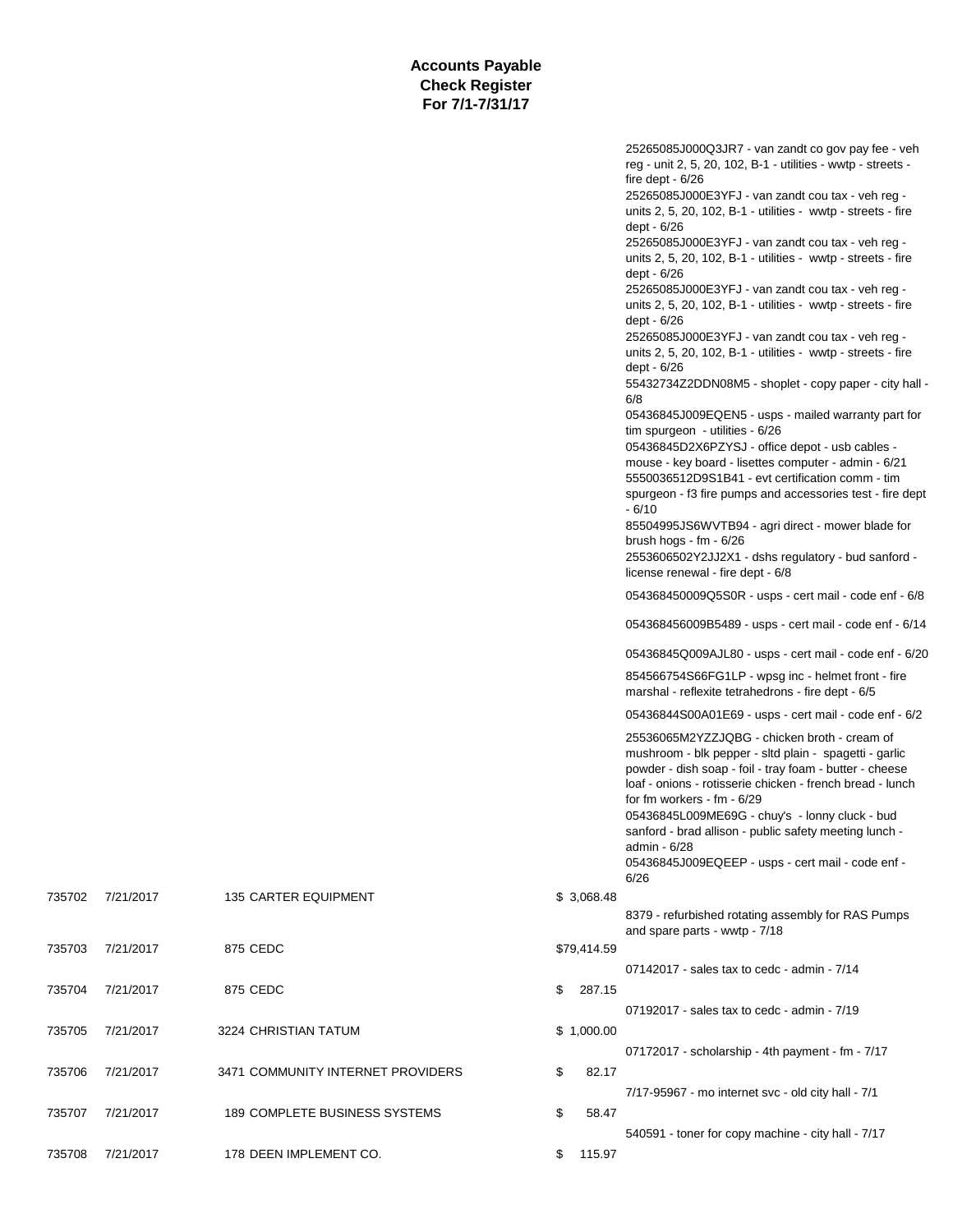# Accounts Payable
# Check Register
# For 7/1-7/31/17

| Check | Date | Vendor | Amount | Description |
|---|---|---|---|---|
| | | | | 25265085J000Q3JR7 - van zandt co gov pay fee - veh reg - unit 2, 5, 20, 102, B-1 - utilities - wwtp - streets - fire dept - 6/26 |
| | | | | 25265085J000E3YFJ - van zandt cou tax - veh reg - units 2, 5, 20, 102, B-1 - utilities - wwtp - streets - fire dept - 6/26 |
| | | | | 25265085J000E3YFJ - van zandt cou tax - veh reg - units 2, 5, 20, 102, B-1 - utilities - wwtp - streets - fire dept - 6/26 |
| | | | | 25265085J000E3YFJ - van zandt cou tax - veh reg - units 2, 5, 20, 102, B-1 - utilities - wwtp - streets - fire dept - 6/26 |
| | | | | 25265085J000E3YFJ - van zandt cou tax - veh reg - units 2, 5, 20, 102, B-1 - utilities - wwtp - streets - fire dept - 6/26 |
| | | | | 55432734Z2DDN08M5 - shoplet - copy paper - city hall - 6/8 |
| | | | | 05436845J009EQEN5 - usps - mailed warranty part for tim spurgeon - utilities - 6/26 |
| | | | | 05436845D2X6PZYSJ - office depot - usb cables - mouse - key board - lisettes computer - admin - 6/21 |
| | | | | 5550036512D9S1B41 - evt certification comm - tim spurgeon - f3 fire pumps and accessories test - fire dept - 6/10 |
| | | | | 85504995JS6WVTB94 - agri direct - mower blade for brush hogs - fm - 6/26 |
| | | | | 2553606502Y2JJ2X1 - dshs regulatory - bud sanford - license renewal - fire dept - 6/8 |
| | | | | 054368450009Q5S0R - usps - cert mail - code enf - 6/8 |
| | | | | 054368456009B5489 - usps - cert mail - code enf - 6/14 |
| | | | | 05436845Q009AJL80 - usps - cert mail - code enf - 6/20 |
| | | | | 854566754S66FG1LP - wpsg inc - helmet front - fire marshal - reflexite tetrahedrons - fire dept - 6/5 |
| | | | | 05436844S00A01E69 - usps - cert mail - code enf - 6/2 |
| | | | | 25536065M2YZZJQBG - chicken broth - cream of mushroom - blk pepper - sltd plain - spagetti - garlic powder - dish soap - foil - tray foam - butter - cheese loaf - onions - rotisserie chicken - french bread - lunch for fm workers - fm - 6/29 |
| | | | | 05436845L009ME69G - chuy's - lonny cluck - bud sanford - brad allison - public safety meeting lunch - admin - 6/28 |
| | | | | 05436845J009EQEEP - usps - cert mail - code enf - 6/26 |
| 735702 | 7/21/2017 | 135 CARTER EQUIPMENT | $ 3,068.48 | |
| | | | | 8379 - refurbished rotating assembly for RAS Pumps and spare parts - wwtp - 7/18 |
| 735703 | 7/21/2017 | 875 CEDC | $79,414.59 | |
| | | | | 07142017 - sales tax to cedc - admin - 7/14 |
| 735704 | 7/21/2017 | 875 CEDC | $ 287.15 | |
| | | | | 07192017 - sales tax to cedc - admin - 7/19 |
| 735705 | 7/21/2017 | 3224 CHRISTIAN TATUM | $ 1,000.00 | |
| | | | | 07172017 - scholarship - 4th payment - fm - 7/17 |
| 735706 | 7/21/2017 | 3471 COMMUNITY INTERNET PROVIDERS | $ 82.17 | |
| | | | | 7/17-95967 - mo internet svc - old city hall - 7/1 |
| 735707 | 7/21/2017 | 189 COMPLETE BUSINESS SYSTEMS | $ 58.47 | |
| | | | | 540591 - toner for copy machine - city hall - 7/17 |
| 735708 | 7/21/2017 | 178 DEEN IMPLEMENT CO. | $ 115.97 | |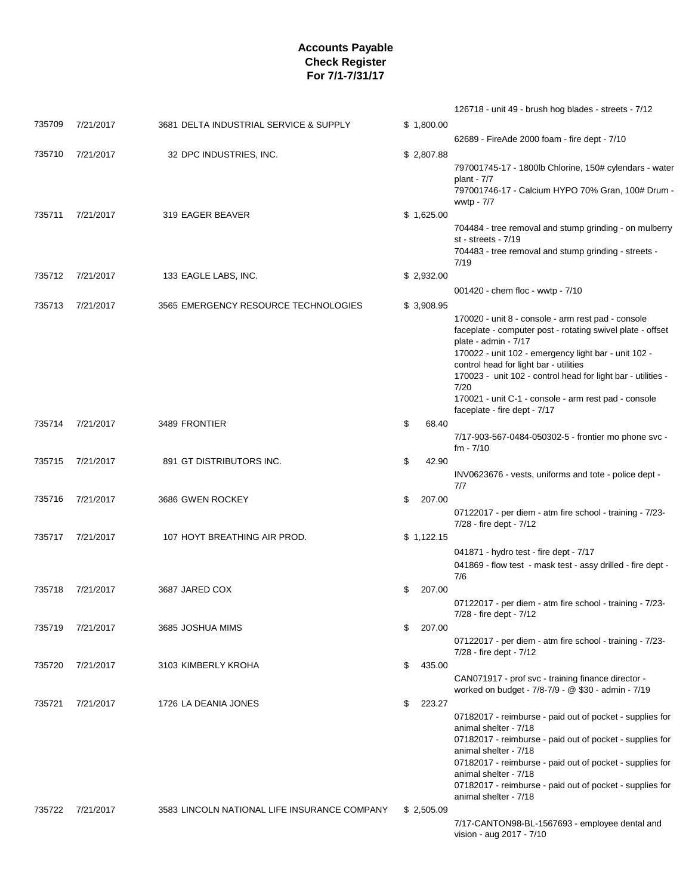# Accounts Payable
# Check Register
# For 7/1-7/31/17

| Check | Date | Vendor | Amount | Description |
|---|---|---|---|---|
| | | | | 126718 - unit 49 - brush hog blades - streets - 7/12 |
| 735709 | 7/21/2017 | 3681 DELTA INDUSTRIAL SERVICE & SUPPLY | $ 1,800.00 | |
| | | | | 62689 - FireAde 2000 foam - fire dept - 7/10 |
| 735710 | 7/21/2017 | 32 DPC INDUSTRIES, INC. | $ 2,807.88 | |
| | | | | 797001745-17 - 1800lb Chlorine, 150# cylendars - water plant - 7/7 |
| | | | | 797001746-17 - Calcium HYPO 70% Gran, 100# Drum - wwtp - 7/7 |
| 735711 | 7/21/2017 | 319 EAGER BEAVER | $ 1,625.00 | |
| | | | | 704484 - tree removal and stump grinding - on mulberry st - streets - 7/19 |
| | | | | 704483 - tree removal and stump grinding - streets - 7/19 |
| 735712 | 7/21/2017 | 133 EAGLE LABS, INC. | $ 2,932.00 | |
| | | | | 001420 - chem floc - wwtp - 7/10 |
| 735713 | 7/21/2017 | 3565 EMERGENCY RESOURCE TECHNOLOGIES | $ 3,908.95 | |
| | | | | 170020 - unit 8 - console - arm rest pad - console faceplate - computer post - rotating swivel plate - offset plate - admin - 7/17 |
| | | | | 170022 - unit 102 - emergency light bar - unit 102 - control head for light bar - utilities |
| | | | | 170023 - unit 102 - control head for light bar - utilities - 7/20 |
| | | | | 170021 - unit C-1 - console - arm rest pad - console faceplate - fire dept - 7/17 |
| 735714 | 7/21/2017 | 3489 FRONTIER | $ 68.40 | |
| | | | | 7/17-903-567-0484-050302-5 - frontier mo phone svc - fm - 7/10 |
| 735715 | 7/21/2017 | 891 GT DISTRIBUTORS INC. | $ 42.90 | |
| | | | | INV0623676 - vests, uniforms and tote - police dept - 7/7 |
| 735716 | 7/21/2017 | 3686 GWEN ROCKEY | $ 207.00 | |
| | | | | 07122017 - per diem - atm fire school - training - 7/23-7/28 - fire dept - 7/12 |
| 735717 | 7/21/2017 | 107 HOYT BREATHING AIR PROD. | $ 1,122.15 | |
| | | | | 041871 - hydro test - fire dept - 7/17 |
| | | | | 041869 - flow test - mask test - assy drilled - fire dept - 7/6 |
| 735718 | 7/21/2017 | 3687 JARED COX | $ 207.00 | |
| | | | | 07122017 - per diem - atm fire school - training - 7/23-7/28 - fire dept - 7/12 |
| 735719 | 7/21/2017 | 3685 JOSHUA MIMS | $ 207.00 | |
| | | | | 07122017 - per diem - atm fire school - training - 7/23-7/28 - fire dept - 7/12 |
| 735720 | 7/21/2017 | 3103 KIMBERLY KROHA | $ 435.00 | |
| | | | | CAN071917 - prof svc - training finance director - worked on budget - 7/8-7/9 - @ $30 - admin - 7/19 |
| 735721 | 7/21/2017 | 1726 LA DEANIA JONES | $ 223.27 | |
| | | | | 07182017 - reimburse - paid out of pocket - supplies for animal shelter - 7/18 |
| | | | | 07182017 - reimburse - paid out of pocket - supplies for animal shelter - 7/18 |
| | | | | 07182017 - reimburse - paid out of pocket - supplies for animal shelter - 7/18 |
| | | | | 07182017 - reimburse - paid out of pocket - supplies for animal shelter - 7/18 |
| 735722 | 7/21/2017 | 3583 LINCOLN NATIONAL LIFE INSURANCE COMPANY | $ 2,505.09 | |
| | | | | 7/17-CANTON98-BL-1567693 - employee dental and vision - aug 2017 - 7/10 |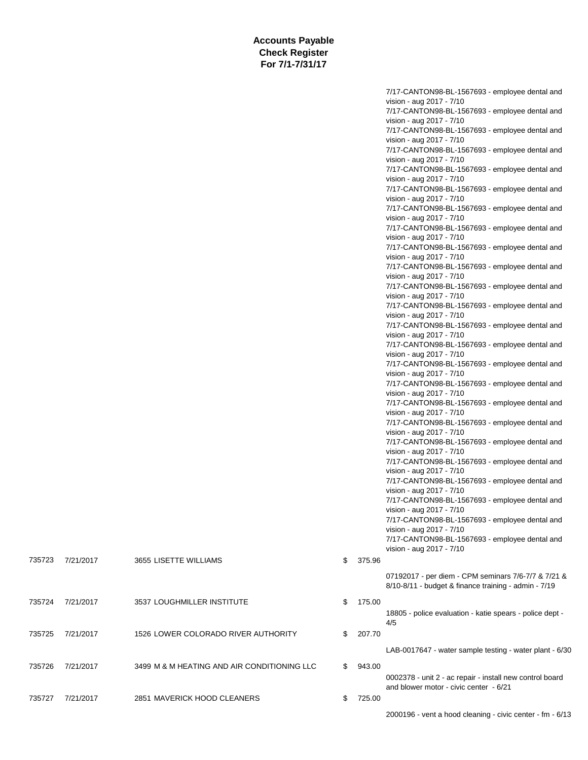**Accounts Payable**
**Check Register**
**For 7/1-7/31/17**

| Check # | Date | Vendor | Amount | Description |
|---|---|---|---|---|
| | | | | 7/17-CANTON98-BL-1567693 - employee dental and vision - aug 2017 - 7/10 |
| | | | | 7/17-CANTON98-BL-1567693 - employee dental and vision - aug 2017 - 7/10 |
| | | | | 7/17-CANTON98-BL-1567693 - employee dental and vision - aug 2017 - 7/10 |
| | | | | 7/17-CANTON98-BL-1567693 - employee dental and vision - aug 2017 - 7/10 |
| | | | | 7/17-CANTON98-BL-1567693 - employee dental and vision - aug 2017 - 7/10 |
| | | | | 7/17-CANTON98-BL-1567693 - employee dental and vision - aug 2017 - 7/10 |
| | | | | 7/17-CANTON98-BL-1567693 - employee dental and vision - aug 2017 - 7/10 |
| | | | | 7/17-CANTON98-BL-1567693 - employee dental and vision - aug 2017 - 7/10 |
| | | | | 7/17-CANTON98-BL-1567693 - employee dental and vision - aug 2017 - 7/10 |
| | | | | 7/17-CANTON98-BL-1567693 - employee dental and vision - aug 2017 - 7/10 |
| | | | | 7/17-CANTON98-BL-1567693 - employee dental and vision - aug 2017 - 7/10 |
| | | | | 7/17-CANTON98-BL-1567693 - employee dental and vision - aug 2017 - 7/10 |
| | | | | 7/17-CANTON98-BL-1567693 - employee dental and vision - aug 2017 - 7/10 |
| | | | | 7/17-CANTON98-BL-1567693 - employee dental and vision - aug 2017 - 7/10 |
| | | | | 7/17-CANTON98-BL-1567693 - employee dental and vision - aug 2017 - 7/10 |
| | | | | 7/17-CANTON98-BL-1567693 - employee dental and vision - aug 2017 - 7/10 |
| | | | | 7/17-CANTON98-BL-1567693 - employee dental and vision - aug 2017 - 7/10 |
| | | | | 7/17-CANTON98-BL-1567693 - employee dental and vision - aug 2017 - 7/10 |
| | | | | 7/17-CANTON98-BL-1567693 - employee dental and vision - aug 2017 - 7/10 |
| | | | | 7/17-CANTON98-BL-1567693 - employee dental and vision - aug 2017 - 7/10 |
| | | | | 7/17-CANTON98-BL-1567693 - employee dental and vision - aug 2017 - 7/10 |
| | | | | 7/17-CANTON98-BL-1567693 - employee dental and vision - aug 2017 - 7/10 |
| | | | | 7/17-CANTON98-BL-1567693 - employee dental and vision - aug 2017 - 7/10 |
| | | | | 7/17-CANTON98-BL-1567693 - employee dental and vision - aug 2017 - 7/10 |
| 735723 | 7/21/2017 | 3655 LISETTE WILLIAMS | $ 375.96 | |
| | | | | 07192017 - per diem - CPM seminars 7/6-7/7 & 7/21 & 8/10-8/11 - budget & finance training - admin - 7/19 |
| 735724 | 7/21/2017 | 3537 LOUGHMILLER INSTITUTE | $ 175.00 | |
| | | | | 18805 - police evaluation - katie spears - police dept - 4/5 |
| 735725 | 7/21/2017 | 1526 LOWER COLORADO RIVER AUTHORITY | $ 207.70 | |
| | | | | LAB-0017647 - water sample testing - water plant - 6/30 |
| 735726 | 7/21/2017 | 3499 M & M HEATING AND AIR CONDITIONING LLC | $ 943.00 | |
| | | | | 0002378 - unit 2 - ac repair - install new control board and blower motor - civic center - 6/21 |
| 735727 | 7/21/2017 | 2851 MAVERICK HOOD CLEANERS | $ 725.00 | |
| | | | | 2000196 - vent a hood cleaning - civic center - fm - 6/13 |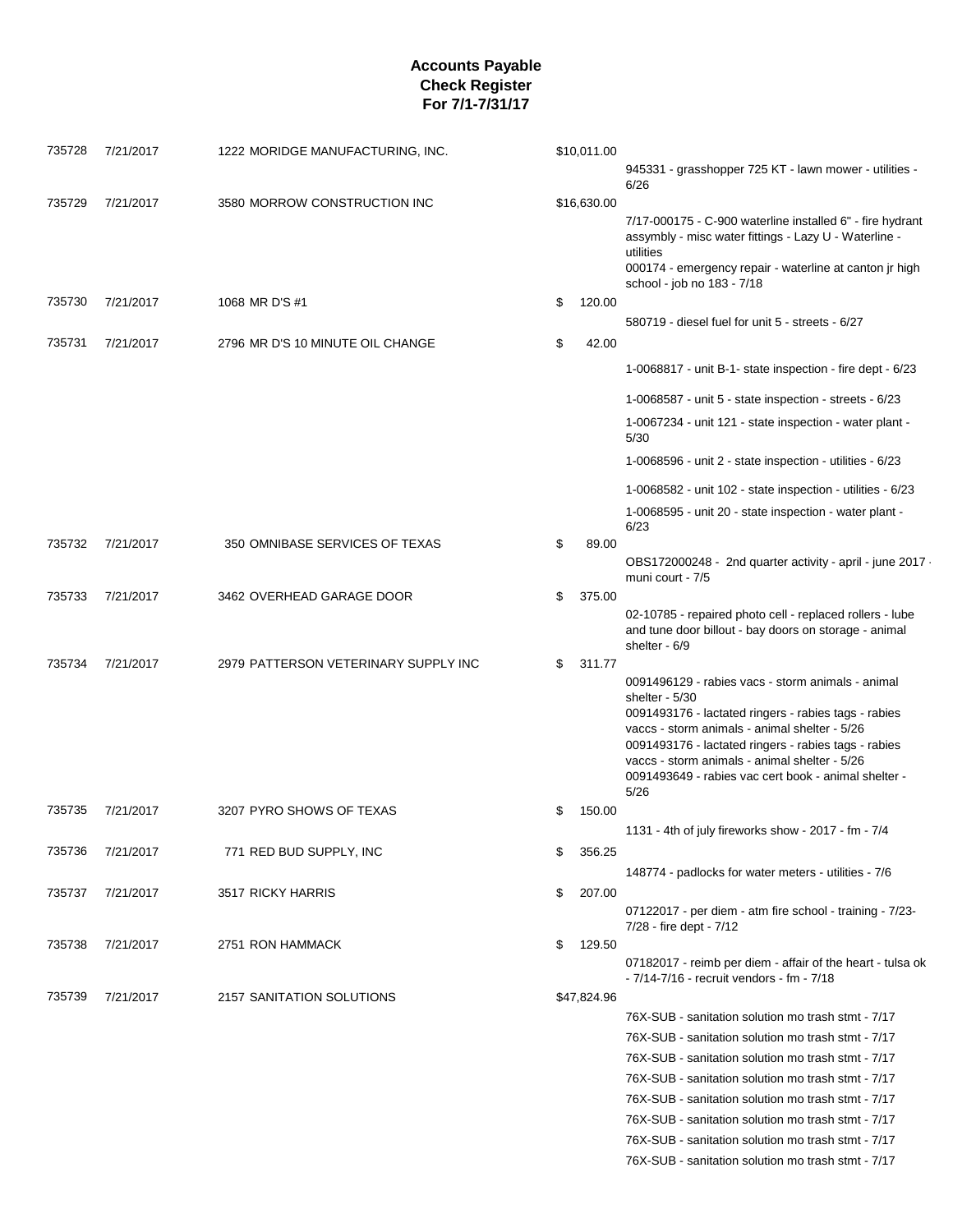# Accounts Payable
## Check Register
### For 7/1-7/31/17

| Check | Date | Vendor | Amount | Description |
|---|---|---|---|---|
| 735728 | 7/21/2017 | 1222 MORIDGE MANUFACTURING, INC. | $10,011.00 | |
| | | | | 945331 - grasshopper 725 KT - lawn mower - utilities - 6/26 |
| 735729 | 7/21/2017 | 3580 MORROW CONSTRUCTION INC | $16,630.00 | |
| | | | | 7/17-000175 - C-900 waterline installed 6" - fire hydrant assymbly - misc water fittings - Lazy U - Waterline - utilities |
| | | | | 000174 - emergency repair - waterline at canton jr high school - job no 183 - 7/18 |
| 735730 | 7/21/2017 | 1068 MR D'S #1 | $ 120.00 | |
| | | | | 580719 - diesel fuel for unit 5 - streets - 6/27 |
| 735731 | 7/21/2017 | 2796 MR D'S 10 MINUTE OIL CHANGE | $ 42.00 | |
| | | | | 1-0068817 - unit B-1- state inspection - fire dept - 6/23 |
| | | | | 1-0068587 - unit 5 - state inspection - streets - 6/23 |
| | | | | 1-0067234 - unit 121 - state inspection - water plant - 5/30 |
| | | | | 1-0068596 - unit 2 - state inspection - utilities - 6/23 |
| | | | | 1-0068582 - unit 102 - state inspection - utilities - 6/23 |
| | | | | 1-0068595 - unit 20 - state inspection - water plant - 6/23 |
| 735732 | 7/21/2017 | 350 OMNIBASE SERVICES OF TEXAS | $ 89.00 | |
| | | | | OBS172000248 - 2nd quarter activity - april - june 2017 - muni court - 7/5 |
| 735733 | 7/21/2017 | 3462 OVERHEAD GARAGE DOOR | $ 375.00 | |
| | | | | 02-10785 - repaired photo cell - replaced rollers - lube and tune door billout - bay doors on storage - animal shelter - 6/9 |
| 735734 | 7/21/2017 | 2979 PATTERSON VETERINARY SUPPLY INC | $ 311.77 | |
| | | | | 0091496129 - rabies vacs - storm animals - animal shelter - 5/30 |
| | | | | 0091493176 - lactated ringers - rabies tags - rabies vaccs - storm animals - animal shelter - 5/26 |
| | | | | 0091493176 - lactated ringers - rabies tags - rabies vaccs - storm animals - animal shelter - 5/26 |
| | | | | 0091493649 - rabies vac cert book - animal shelter - 5/26 |
| 735735 | 7/21/2017 | 3207 PYRO SHOWS OF TEXAS | $ 150.00 | |
| | | | | 1131 - 4th of july fireworks show - 2017 - fm - 7/4 |
| 735736 | 7/21/2017 | 771 RED BUD SUPPLY, INC | $ 356.25 | |
| | | | | 148774 - padlocks for water meters - utilities - 7/6 |
| 735737 | 7/21/2017 | 3517 RICKY HARRIS | $ 207.00 | |
| | | | | 07122017 - per diem - atm fire school - training - 7/23-7/28 - fire dept - 7/12 |
| 735738 | 7/21/2017 | 2751 RON HAMMACK | $ 129.50 | |
| | | | | 07182017 - reimb per diem - affair of the heart - tulsa ok - 7/14-7/16 - recruit vendors - fm - 7/18 |
| 735739 | 7/21/2017 | 2157 SANITATION SOLUTIONS | $47,824.96 | |
| | | | | 76X-SUB - sanitation solution mo trash stmt - 7/17 |
| | | | | 76X-SUB - sanitation solution mo trash stmt - 7/17 |
| | | | | 76X-SUB - sanitation solution mo trash stmt - 7/17 |
| | | | | 76X-SUB - sanitation solution mo trash stmt - 7/17 |
| | | | | 76X-SUB - sanitation solution mo trash stmt - 7/17 |
| | | | | 76X-SUB - sanitation solution mo trash stmt - 7/17 |
| | | | | 76X-SUB - sanitation solution mo trash stmt - 7/17 |
| | | | | 76X-SUB - sanitation solution mo trash stmt - 7/17 |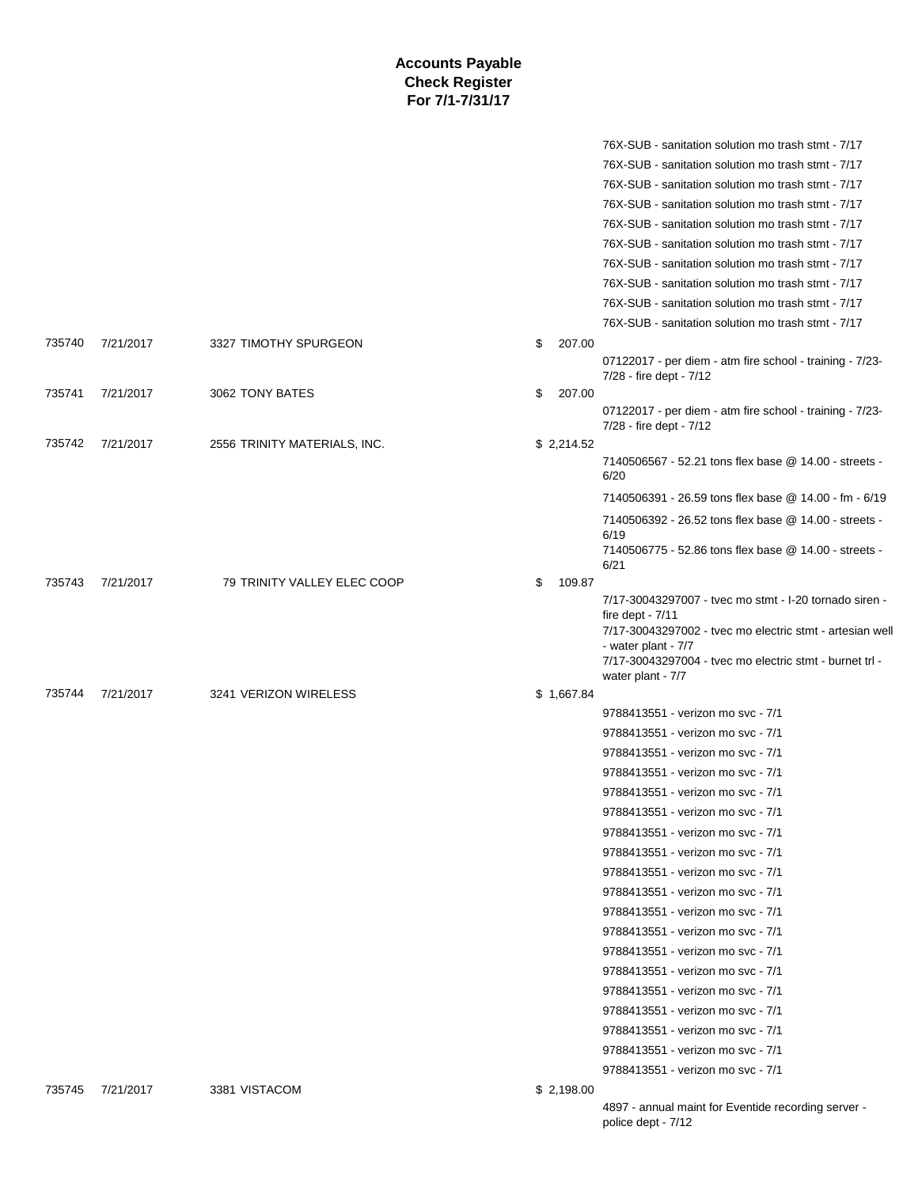# Accounts Payable
## Check Register
### For 7/1-7/31/17

| | | | | |
|---|---|---|---|---|
| | | | | 76X-SUB - sanitation solution mo trash stmt - 7/17 |
| | | | | 76X-SUB - sanitation solution mo trash stmt - 7/17 |
| | | | | 76X-SUB - sanitation solution mo trash stmt - 7/17 |
| | | | | 76X-SUB - sanitation solution mo trash stmt - 7/17 |
| | | | | 76X-SUB - sanitation solution mo trash stmt - 7/17 |
| | | | | 76X-SUB - sanitation solution mo trash stmt - 7/17 |
| | | | | 76X-SUB - sanitation solution mo trash stmt - 7/17 |
| | | | | 76X-SUB - sanitation solution mo trash stmt - 7/17 |
| | | | | 76X-SUB - sanitation solution mo trash stmt - 7/17 |
| | | | | 76X-SUB - sanitation solution mo trash stmt - 7/17 |
| 735740 | 7/21/2017 | 3327 TIMOTHY SPURGEON | $ 207.00 | |
| | | | | 07122017 - per diem - atm fire school - training - 7/23-7/28 - fire dept - 7/12 |
| 735741 | 7/21/2017 | 3062 TONY BATES | $ 207.00 | |
| | | | | 07122017 - per diem - atm fire school - training - 7/23-7/28 - fire dept - 7/12 |
| 735742 | 7/21/2017 | 2556 TRINITY MATERIALS, INC. | $ 2,214.52 | |
| | | | | 7140506567 - 52.21 tons flex base @ 14.00 - streets - 6/20 |
| | | | | 7140506391 - 26.59 tons flex base @ 14.00 - fm - 6/19 |
| | | | | 7140506392 - 26.52 tons flex base @ 14.00 - streets - 6/19 |
| | | | | 7140506775 - 52.86 tons flex base @ 14.00 - streets - 6/21 |
| 735743 | 7/21/2017 | 79 TRINITY VALLEY ELEC COOP | $ 109.87 | |
| | | | | 7/17-30043297007 - tvec mo stmt - I-20 tornado siren - fire dept - 7/11 |
| | | | | 7/17-30043297002 - tvec mo electric stmt - artesian well - water plant - 7/7 |
| | | | | 7/17-30043297004 - tvec mo electric stmt - burnet trl - water plant - 7/7 |
| 735744 | 7/21/2017 | 3241 VERIZON WIRELESS | $ 1,667.84 | |
| | | | | 9788413551 - verizon mo svc - 7/1 |
| | | | | 9788413551 - verizon mo svc - 7/1 |
| | | | | 9788413551 - verizon mo svc - 7/1 |
| | | | | 9788413551 - verizon mo svc - 7/1 |
| | | | | 9788413551 - verizon mo svc - 7/1 |
| | | | | 9788413551 - verizon mo svc - 7/1 |
| | | | | 9788413551 - verizon mo svc - 7/1 |
| | | | | 9788413551 - verizon mo svc - 7/1 |
| | | | | 9788413551 - verizon mo svc - 7/1 |
| | | | | 9788413551 - verizon mo svc - 7/1 |
| | | | | 9788413551 - verizon mo svc - 7/1 |
| | | | | 9788413551 - verizon mo svc - 7/1 |
| | | | | 9788413551 - verizon mo svc - 7/1 |
| | | | | 9788413551 - verizon mo svc - 7/1 |
| | | | | 9788413551 - verizon mo svc - 7/1 |
| | | | | 9788413551 - verizon mo svc - 7/1 |
| | | | | 9788413551 - verizon mo svc - 7/1 |
| | | | | 9788413551 - verizon mo svc - 7/1 |
| | | | | 9788413551 - verizon mo svc - 7/1 |
| 735745 | 7/21/2017 | 3381 VISTACOM | $ 2,198.00 | |
| | | | | 4897 - annual maint for Eventide recording server - police dept - 7/12 |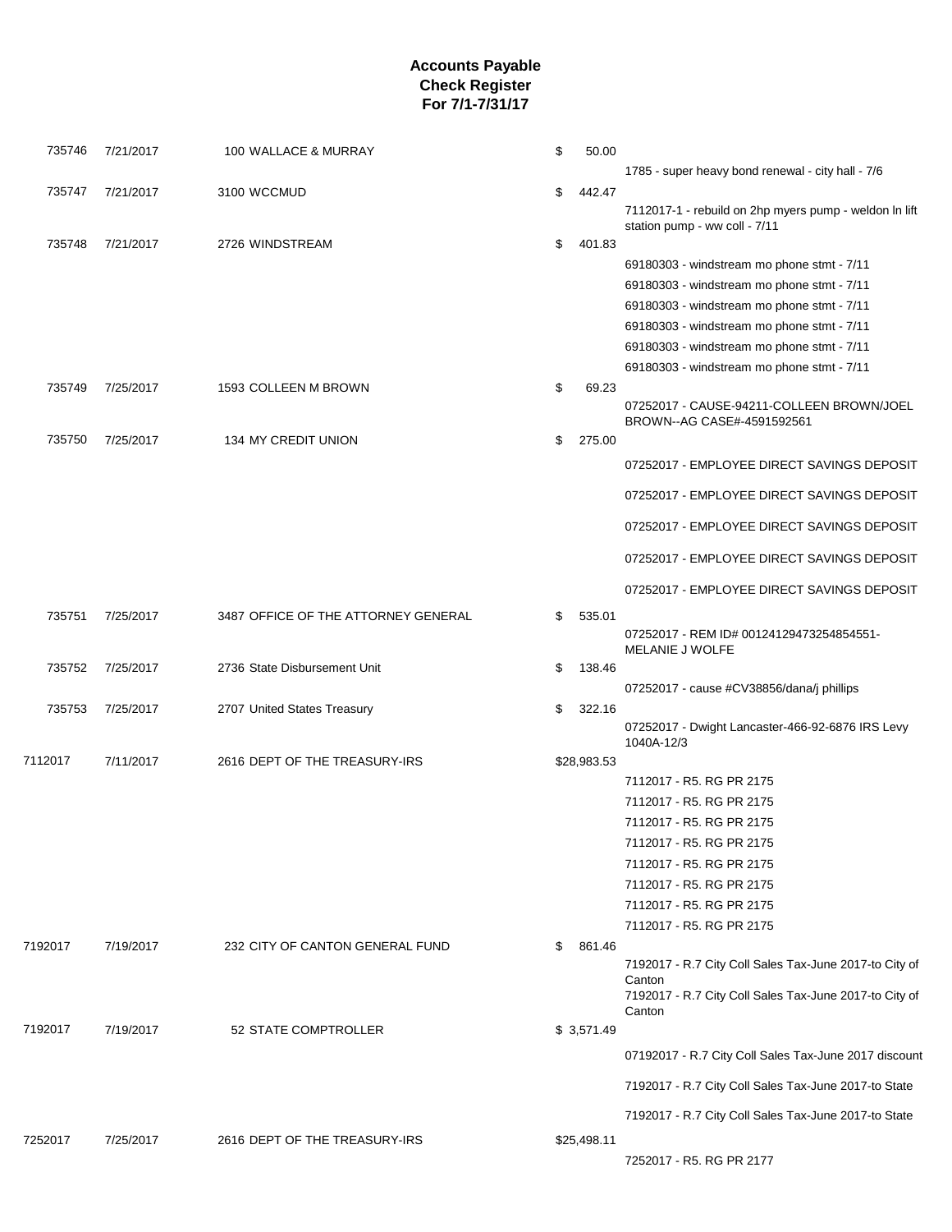# Accounts Payable
## Check Register
### For 7/1-7/31/17

| Check # | Date | Vendor | Amount | Description |
|---|---|---|---|---|
| 735746 | 7/21/2017 | 100 WALLACE & MURRAY | $ 50.00 | |
| | | | | 1785 - super heavy bond renewal - city hall - 7/6 |
| 735747 | 7/21/2017 | 3100 WCCMUD | $ 442.47 | |
| | | | | 7112017-1 - rebuild on 2hp myers pump - weldon ln lift station pump - ww coll - 7/11 |
| 735748 | 7/21/2017 | 2726 WINDSTREAM | $ 401.83 | |
| | | | | 69180303 - windstream mo phone stmt - 7/11 |
| | | | | 69180303 - windstream mo phone stmt - 7/11 |
| | | | | 69180303 - windstream mo phone stmt - 7/11 |
| | | | | 69180303 - windstream mo phone stmt - 7/11 |
| | | | | 69180303 - windstream mo phone stmt - 7/11 |
| | | | | 69180303 - windstream mo phone stmt - 7/11 |
| 735749 | 7/25/2017 | 1593 COLLEEN M BROWN | $ 69.23 | |
| | | | | 07252017 - CAUSE-94211-COLLEEN BROWN/JOEL BROWN--AG CASE#-4591592561 |
| 735750 | 7/25/2017 | 134 MY CREDIT UNION | $ 275.00 | |
| | | | | 07252017 - EMPLOYEE DIRECT SAVINGS DEPOSIT |
| | | | | 07252017 - EMPLOYEE DIRECT SAVINGS DEPOSIT |
| | | | | 07252017 - EMPLOYEE DIRECT SAVINGS DEPOSIT |
| | | | | 07252017 - EMPLOYEE DIRECT SAVINGS DEPOSIT |
| | | | | 07252017 - EMPLOYEE DIRECT SAVINGS DEPOSIT |
| 735751 | 7/25/2017 | 3487 OFFICE OF THE ATTORNEY GENERAL | $ 535.01 | |
| | | | | 07252017 - REM ID# 00124129473254854551-MELANIE J WOLFE |
| 735752 | 7/25/2017 | 2736 State Disbursement Unit | $ 138.46 | |
| | | | | 07252017 - cause #CV38856/dana/j phillips |
| 735753 | 7/25/2017 | 2707 United States Treasury | $ 322.16 | |
| | | | | 07252017 - Dwight Lancaster-466-92-6876 IRS Levy 1040A-12/3 |
| 7112017 | 7/11/2017 | 2616 DEPT OF THE TREASURY-IRS | $28,983.53 | |
| | | | | 7112017 - R5. RG PR 2175 |
| | | | | 7112017 - R5. RG PR 2175 |
| | | | | 7112017 - R5. RG PR 2175 |
| | | | | 7112017 - R5. RG PR 2175 |
| | | | | 7112017 - R5. RG PR 2175 |
| | | | | 7112017 - R5. RG PR 2175 |
| | | | | 7112017 - R5. RG PR 2175 |
| | | | | 7112017 - R5. RG PR 2175 |
| 7192017 | 7/19/2017 | 232 CITY OF CANTON GENERAL FUND | $ 861.46 | |
| | | | | 7192017 - R.7 City Coll Sales Tax-June 2017-to City of Canton |
| | | | | 7192017 - R.7 City Coll Sales Tax-June 2017-to City of Canton |
| 7192017 | 7/19/2017 | 52 STATE COMPTROLLER | $ 3,571.49 | |
| | | | | 07192017 - R.7 City Coll Sales Tax-June 2017 discount |
| | | | | 7192017 - R.7 City Coll Sales Tax-June 2017-to State |
| | | | | 7192017 - R.7 City Coll Sales Tax-June 2017-to State |
| 7252017 | 7/25/2017 | 2616 DEPT OF THE TREASURY-IRS | $25,498.11 | |
| | | | | 7252017 - R5. RG PR 2177 |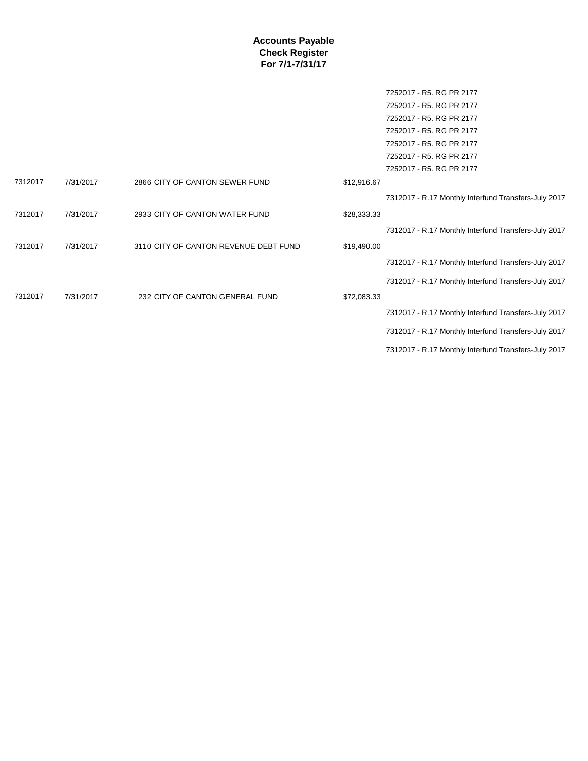**Accounts Payable**
**Check Register**
**For 7/1-7/31/17**

| | | | | |
|---|---|---|---|---|
| | | | | 7252017 - R5. RG PR 2177 |
| | | | | 7252017 - R5. RG PR 2177 |
| | | | | 7252017 - R5. RG PR 2177 |
| | | | | 7252017 - R5. RG PR 2177 |
| | | | | 7252017 - R5. RG PR 2177 |
| | | | | 7252017 - R5. RG PR 2177 |
| | | | | 7252017 - R5. RG PR 2177 |
| 7312017 | 7/31/2017 | 2866 CITY OF CANTON SEWER FUND | $12,916.67 | |
| | | | | 7312017 - R.17 Monthly Interfund Transfers-July 2017 |
| 7312017 | 7/31/2017 | 2933 CITY OF CANTON WATER FUND | $28,333.33 | |
| | | | | 7312017 - R.17 Monthly Interfund Transfers-July 2017 |
| 7312017 | 7/31/2017 | 3110 CITY OF CANTON REVENUE DEBT FUND | $19,490.00 | |
| | | | | 7312017 - R.17 Monthly Interfund Transfers-July 2017 |
| | | | | 7312017 - R.17 Monthly Interfund Transfers-July 2017 |
| 7312017 | 7/31/2017 | 232 CITY OF CANTON GENERAL FUND | $72,083.33 | |
| | | | | 7312017 - R.17 Monthly Interfund Transfers-July 2017 |
| | | | | 7312017 - R.17 Monthly Interfund Transfers-July 2017 |
| | | | | 7312017 - R.17 Monthly Interfund Transfers-July 2017 |